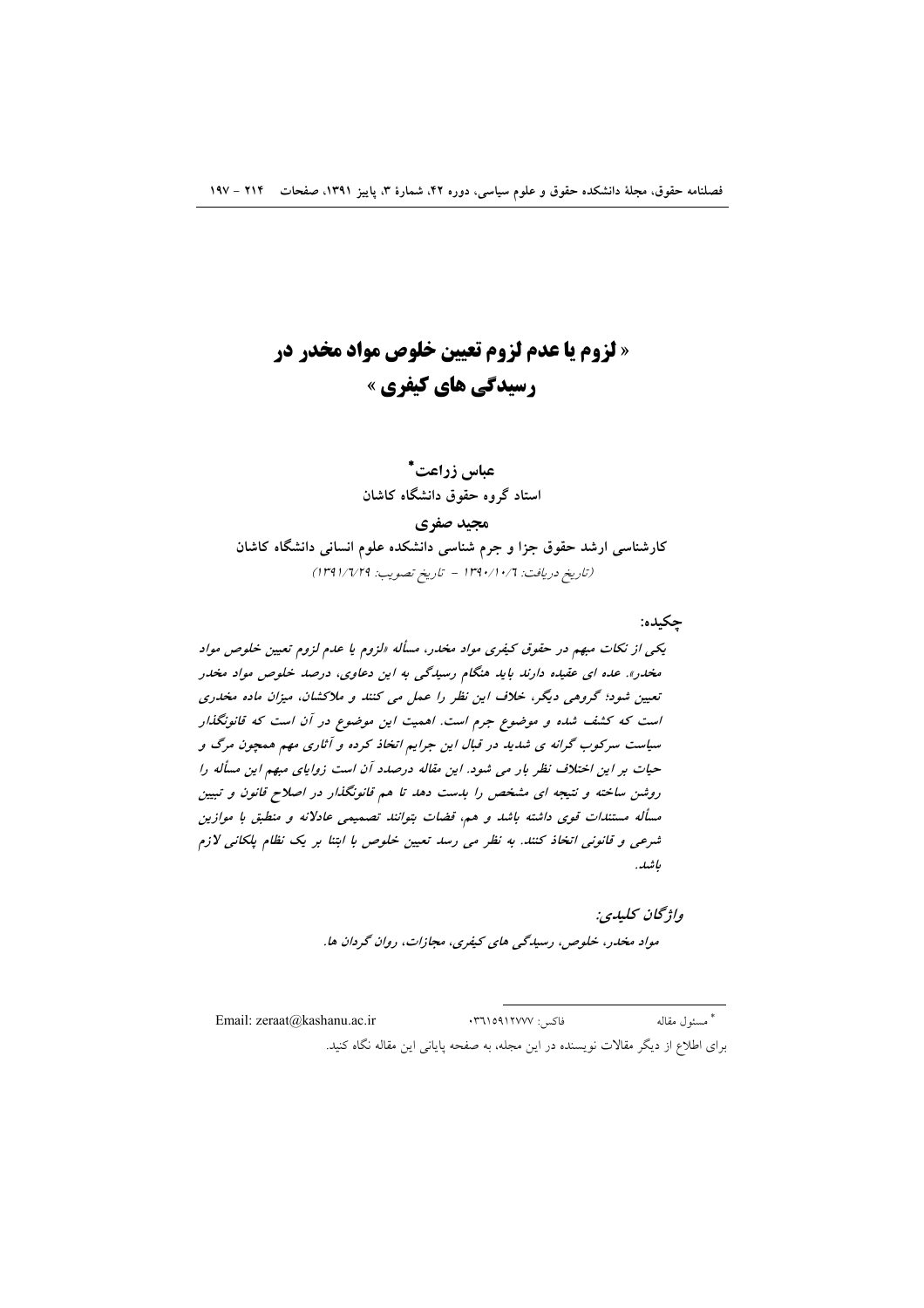# « لزوم یا عدم لزوم تعیین خلوص مواد مخدر در رسیدگی های کیفری »

**عباس زراعت***

**استاد گروه حقوق دانشگاه کاشان**

**مجید صفری**

**کارشناسی ارشد حقوق جزا و جرم شناسی دانشکده علوم انسانی دانشگاه کاشان**

*(تاریخ دریافت: ۱۳۹۰/۱۰/۶ - تاریخ تصویب: ۱۳۹۱/۶/۲۹)*

**چکیده:**

***یکی از نکات مبهم در حقوق کیفری مواد مخدر، مسأله «لزوم یا عدم لزوم تعیین خلوص مواد مخدر». عده ای عقیده دارند باید هنگام رسیدگی به این دعاوی، درصد خلوص مواد مخدر تعیین شود؛ گروهی دیگر، خلاف این نظر را عمل می کنند و ملاکشان، میزان ماده مخدری است که کشف شده و موضوع جرم است. اهمیت این موضوع در آن است که قانونگذار سیاست سرکوب گرانه ی شدید در قبال این جرایم اتخاذ کرده و آثاری مهم همچون مرگ و حیات بر این اختلاف نظر بار می شود. این مقاله درصدد آن است زوایای مبهم این مسأله را روشن ساخته و نتیجه ای مشخص را بدست دهد تا هم قانونگذار در اصلاح قانون و تبیین مسأله مستندات قوی داشته باشد و هم، قضات بتوانند تصمیمی عادلانه و منطبق با موازین شرعی و قانونی اتخاذ کنند. به نظر می رسد تعیین خلوص با ابتنا بر یک نظام پلکانی لازم باشد.***

***واژگان کلیدی:***

***مواد مخدر، خلوص، رسیدگی های کیفری، مجازات، روان گردان ها.***

---

* مسئول مقاله فاکس: ۰۳۶۱۵۹۱۲۷۷۷ Email: zeraat@kashanu.ac.ir

برای اطلاع از دیگر مقالات نویسنده در این مجله، به صفحه پایانی این مقاله نگاه کنید.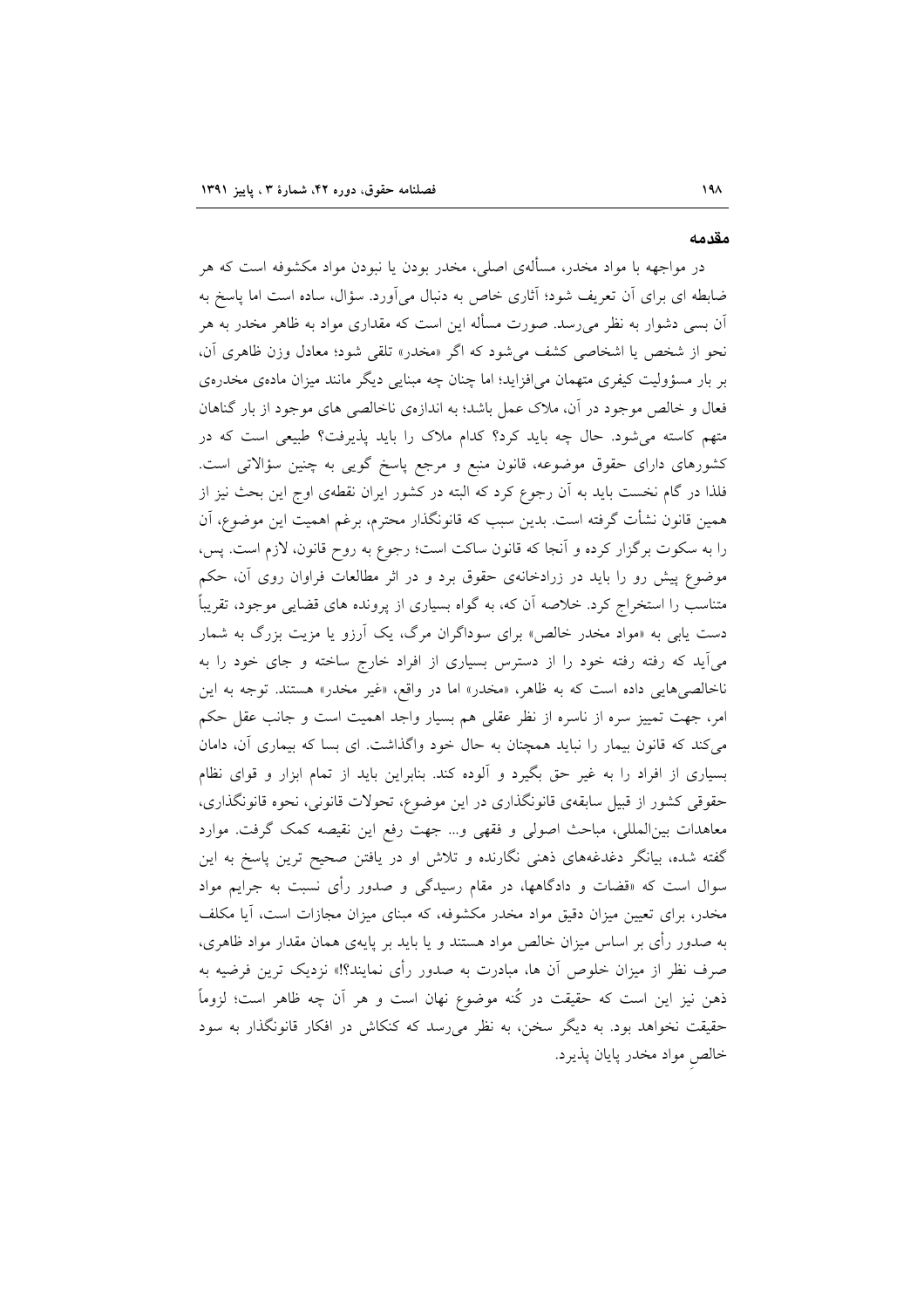## مقدمه

در مواجهه با مواد مخدر، مسألهی اصلی، مخدر بودن یا نبودن مواد مکشوفه است که هر ضابطه ای برای آن تعریف شود؛ آثاری خاص به دنبال میآورد. سؤال، ساده است اما پاسخ به آن بسی دشوار به نظر میرسد. صورت مسأله این است که مقداری مواد به ظاهر مخدر به هر نحو از شخص یا اشخاصی کشف میشود که اگر «مخدر» تلقی شود؛ معادل وزن ظاهری آن، بر بار مسؤولیت کیفری متهمان میافزاید؛ اما چنان چه مبنایی دیگر مانند میزان مادهی مخدرهی فعال و خالص موجود در آن، ملاک عمل باشد؛ به اندازهی ناخالصی های موجود از بار گناهان متهم کاسته میشود. حال چه باید کرد؟ کدام ملاک را باید پذیرفت؟ طبیعی است که در کشورهای دارای حقوق موضوعه، قانون منبع و مرجع پاسخ گویی به چنین سؤالاتی است. فلذا در گام نخست باید به آن رجوع کرد که البته در کشور ایران نقطهی اوج این بحث نیز از همین قانون نشأت گرفته است. بدین سبب که قانونگذار محترم، برغم اهمیت این موضوع، آن را به سکوت برگزار کرده و آنجا که قانون ساکت است؛ رجوع به روح قانون، لازم است. پس، موضوع پیش رو را باید در زرادخانهی حقوق برد و در اثر مطالعات فراوان روی آن، حکم متناسب را استخراج کرد. خلاصه آن که، به گواه بسیاری از پرونده های قضایی موجود، تقریباً دست یابی به «مواد مخدر خالص» برای سوداگران مرگ، یک آرزو یا مزیت بزرگ به شمار میآید که رفته رفته خود را از دسترس بسیاری از افراد خارج ساخته و جای خود را به ناخالصیهایی داده است که به ظاهر، «مخدر» اما در واقع، «غیر مخدر» هستند. توجه به این امر، جهت تمییز سره از ناسره از نظر عقلی هم بسیار واجد اهمیت است و جانب عقل حکم میکند که قانون بیمار را نباید همچنان به حال خود واگذاشت. ای بسا که بیماری آن، دامان بسیاری از افراد را به غیر حق بگیرد و آلوده کند. بنابراین باید از تمام ابزار و قوای نظام حقوقی کشور از قبیل سابقهی قانونگذاری در این موضوع، تحولات قانونی، نحوه قانونگذاری، معاهدات بینالمللی، مباحث اصولی و فقهی و... جهت رفع این نقیصه کمک گرفت. موارد گفته شده، بیانگر دغدغههای ذهنی نگارنده و تلاش او در یافتن صحیح ترین پاسخ به این سوال است که «قضات و دادگاهها، در مقام رسیدگی و صدور رأی نسبت به جرایم مواد مخدر، برای تعیین میزان دقیق مواد مخدر مکشوفه، که مبنای میزان مجازات است، آیا مکلف به صدور رأی بر اساس میزان خالص مواد هستند و یا باید بر پایهی همان مقدار مواد ظاهری، صرف نظر از میزان خلوص آن ها، مبادرت به صدور رأی نمایند؟!» نزدیک ترین فرضیه به ذهن نیز این است که حقیقت در کُنه موضوع نهان است و هر آن چه ظاهر است؛ لزوماً حقیقت نخواهد بود. به دیگر سخن، به نظر میرسد که کنکاش در افکار قانونگذار به سود خالصِ مواد مخدر پایان پذیرد.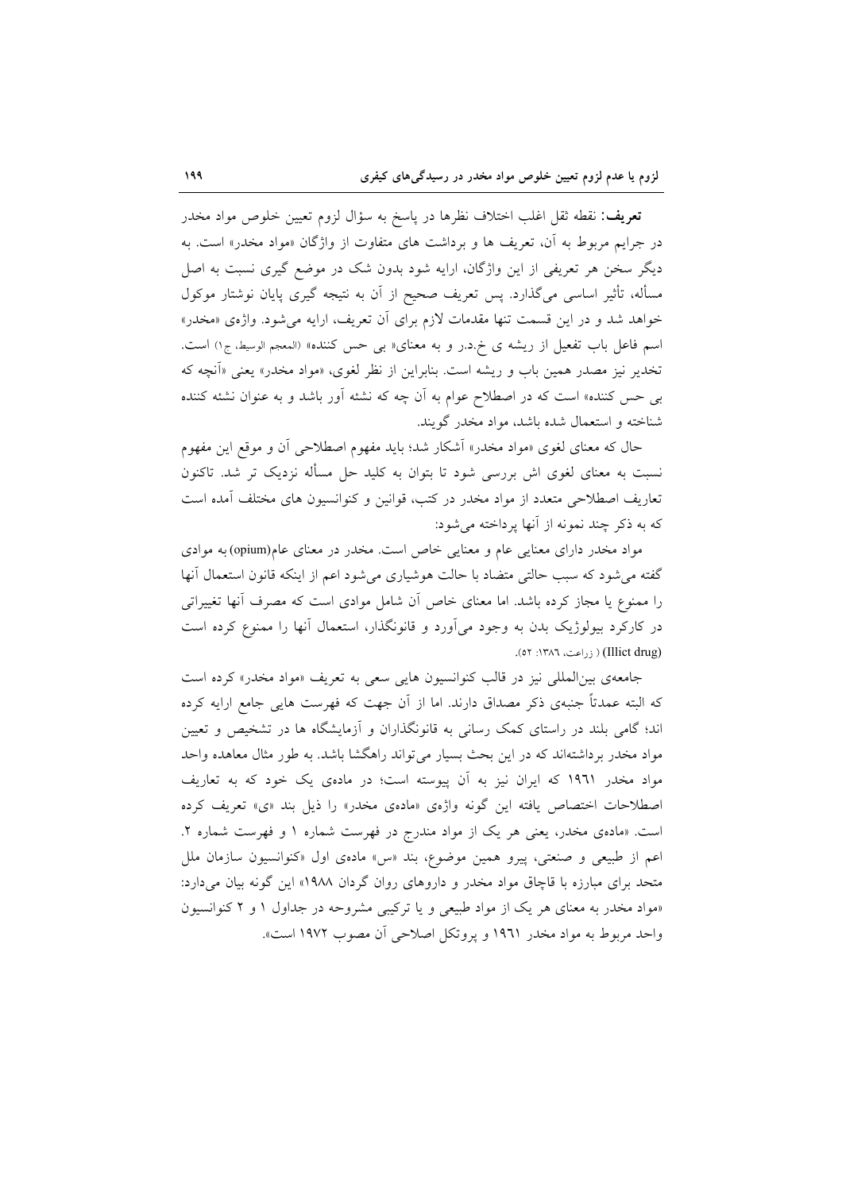**تعریف:** نقطه ثقل اغلب اختلاف نظرها در پاسخ به سؤال لزوم تعیین خلوص مواد مخدر در جرایم مربوط به آن، تعریف ها و برداشت های متفاوت از واژگان «مواد مخدر» است. به دیگر سخن هر تعریفی از این واژگان، ارایه شود بدون شک در موضع گیری نسبت به اصل مسأله، تأثیر اساسی می‌گذارد. پس تعریف صحیح از آن به نتیجه گیری پایان نوشتار موکول خواهد شد و در این قسمت تنها مقدمات لازم برای آن تعریف، ارایه می‌شود. واژه‌ی «مخدر» اسم فاعل باب تفعیل از ریشه ی خ.د.ر و به معنای« بی حس کننده» (المعجم الوسیط، ج۱) است. تخدیر نیز مصدر همین باب و ریشه است. بنابراین از نظر لغوی، «مواد مخدر» یعنی «آنچه که بی حس کننده» است که در اصطلاح عوام به آن چه که نشئه آور باشد و به عنوان نشئه کننده شناخته و استعمال شده باشد، مواد مخدر گویند.

حال که معنای لغوی «مواد مخدر» آشکار شد؛ باید مفهوم اصطلاحی آن و موقع این مفهوم نسبت به معنای لغوی اش بررسی شود تا بتوان به کلید حل مسأله نزدیک تر شد. تاکنون تعاریف اصطلاحی متعدد از مواد مخدر در کتب، قوانین و کنوانسیون های مختلف آمده است که به ذکر چند نمونه از آنها پرداخته می‌شود:

مواد مخدر دارای معنایی عام و معنایی خاص است. مخدر در معنای عام(opium) به موادی گفته می‌شود که سبب حالتی متضاد با حالت هوشیاری می‌شود اعم از اینکه قانون استعمال آنها را ممنوع یا مجاز کرده باشد. اما معنای خاص آن شامل موادی است که مصرف آنها تغییراتی در کارکرد بیولوژیک بدن به وجود می‌آورد و قانونگذار، استعمال آنها را ممنوع کرده است (Illict drug) ( زراعت، ۱۳۸۶: ۵۲).

جامعه‌ی بین‌المللی نیز در قالب کنوانسیون هایی سعی به تعریف «مواد مخدر» کرده است که البته عمدتاً جنبه‌ی ذکر مصداق دارند. اما از آن جهت که فهرست هایی جامع ارایه کرده اند؛ گامی بلند در راستای کمک رسانی به قانونگذاران و آزمایشگاه ها در تشخیص و تعیین مواد مخدر برداشته‌اند که در این بحث بسیار می‌تواند راهگشا باشد. به طور مثال معاهده واحد مواد مخدر ۱۹۶۱ که ایران نیز به آن پیوسته است؛ در ماده‌ی یک خود که به تعاریف اصطلاحات اختصاص یافته این گونه واژه‌ی «ماده‌ی مخدر» را ذیل بند «ی» تعریف کرده است. «ماده‌ی مخدر، یعنی هر یک از مواد مندرج در فهرست شماره ۱ و فهرست شماره ۲. اعم از طبیعی و صنعتی، پیرو همین موضوع، بند «س» ماده‌ی اول «کنوانسیون سازمان ملل متحد برای مبارزه با قاچاق مواد مخدر و داروهای روان گردان ۱۹۸۸» این گونه بیان می‌دارد: «مواد مخدر به معنای هر یک از مواد طبیعی و یا ترکیبی مشروحه در جداول ۱ و ۲ کنوانسیون واحد مربوط به مواد مخدر ۱۹۶۱ و پروتکل اصلاحی آن مصوب ۱۹۷۲ است».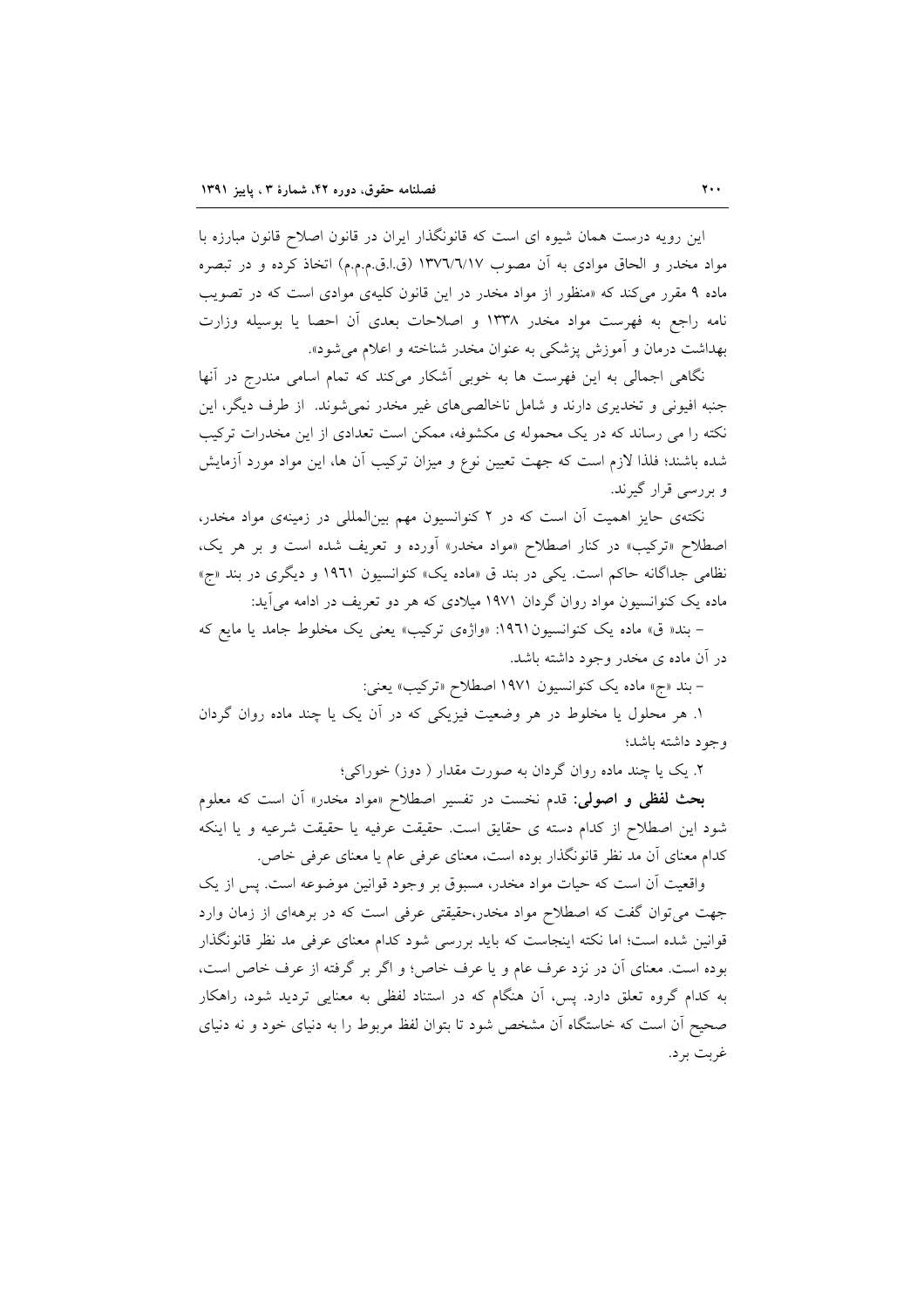این رویه درست همان شیوه ای است که قانونگذار ایران در قانون اصلاح قانون مبارزه با مواد مخدر و الحاق موادی به آن مصوب ۱۳۷۶/۶/۱۷ (ق.ا.ق.م.م.م) اتخاذ کرده و در تبصره ماده ۹ مقرر می‌کند که «منظور از مواد مخدر در این قانون کلیه‌ی موادی است که در تصویب نامه راجع به فهرست مواد مخدر ۱۳۳۸ و اصلاحات بعدی آن احصا یا بوسیله وزارت بهداشت درمان و آموزش پزشکی به عنوان مخدر شناخته و اعلام می‌شود».

نگاهی اجمالی به این فهرست ها به خوبی آشکار می‌کند که تمام اسامی مندرج در آنها جنبه افیونی و تخدیری دارند و شامل ناخالصی‌های غیر مخدر نمی‌شوند. از طرف دیگر، این نکته را می رساند که در یک محموله ی مکشوفه، ممکن است تعدادی از این مخدرات ترکیب شده باشند؛ فلذا لازم است که جهت تعیین نوع و میزان ترکیب آن ها، این مواد مورد آزمایش و بررسی قرار گیرند.

نکته‌ی حایز اهمیت آن است که در ۲ کنوانسیون مهم بین‌المللی در زمینه‌ی مواد مخدر، اصطلاح «ترکیب» در کنار اصطلاح «مواد مخدر» آورده و تعریف شده است و بر هر یک، نظامی جداگانه حاکم است. یکی در بند ق «ماده یک» کنوانسیون ۱۹۶۱ و دیگری در بند «ج» ماده یک کنوانسیون مواد روان گردان ۱۹۷۱ میلادی که هر دو تعریف در ادامه می‌آید:

– بند« ق» ماده یک کنوانسیون ۱۹۶۱: «واژه‌ی ترکیب» یعنی یک مخلوط جامد یا مایع که در آن ماده ی مخدر وجود داشته باشد.

– بند «ج» ماده یک کنوانسیون ۱۹۷۱ اصطلاح «ترکیب» یعنی:

۱. هر محلول یا مخلوط در هر وضعیت فیزیکی که در آن یک یا چند ماده روان گردان وجود داشته باشد؛

۲. یک یا چند ماده روان گردان به صورت مقدار ( دوز) خوراکی؛

**بحث لفظی و اصولی:** قدم نخست در تفسیر اصطلاح «مواد مخدر» آن است که معلوم شود این اصطلاح از کدام دسته ی حقایق است. حقیقت عرفیه یا حقیقت شرعیه و یا اینکه کدام معنای آن مد نظر قانونگذار بوده است، معنای عرفی عام یا معنای عرفی خاص.

واقعیت آن است که حیات مواد مخدر، مسبوق بر وجود قوانین موضوعه است. پس از یک جهت می‌توان گفت که اصطلاح مواد مخدر،حقیقتی عرفی است که در برهه‌ای از زمان وارد قوانین شده است؛ اما نکته اینجاست که باید بررسی شود کدام معنای عرفی مد نظر قانونگذار بوده است. معنای آن در نزد عرف عام و یا عرف خاص؛ و اگر بر گرفته از عرف خاص است، به کدام گروه تعلق دارد. پس، آن هنگام که در استناد لفظی به معنایی تردید شود، راهکار صحیح آن است که خاستگاه آن مشخص شود تا بتوان لفظ مربوط را به دنیای خود و نه دنیای غربت برد.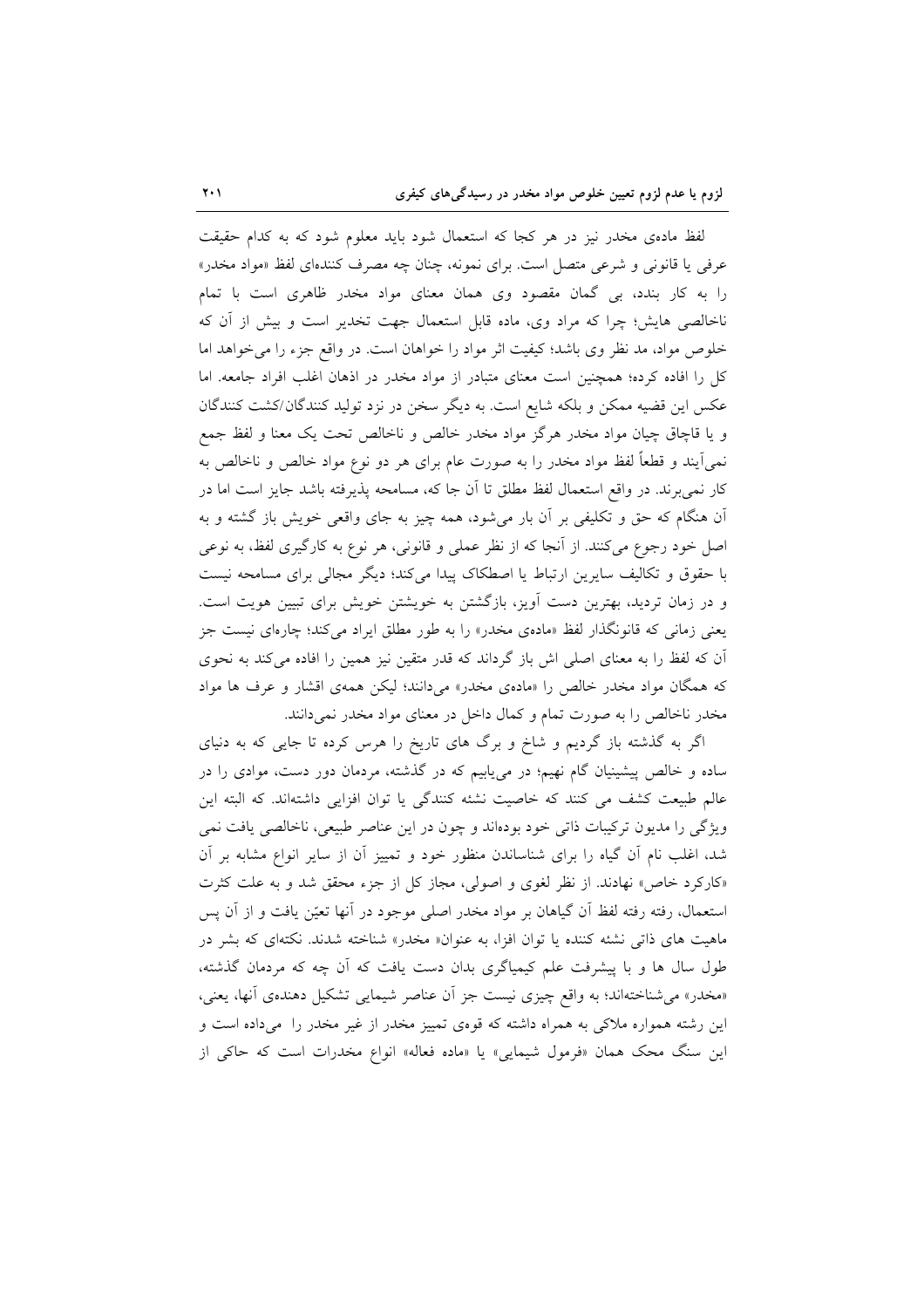لفظ ماده‌ی مخدر نیز در هر کجا که استعمال شود باید معلوم شود که به کدام حقیقت عرفی یا قانونی و شرعی متصل است. برای نمونه، چنان چه مصرف کننده‌ای لفظ «مواد مخدر» را به کار بندد، بی گمان مقصود وی همان معنای مواد مخدر ظاهری است با تمام ناخالصی هایش؛ چرا که مراد وی، ماده قابل استعمال جهت تخدیر است و بیش از آن که خلوص مواد، مد نظر وی باشد؛ کیفیت اثر مواد را خواهان است. در واقع جزء را می‌خواهد اما کل را افاده کرده؛ همچنین است معنای متبادر از مواد مخدر در اذهان اغلب افراد جامعه. اما عکس این قضیه ممکن و بلکه شایع است. به دیگر سخن در نزد تولید کنندگان/کشت کنندگان و یا قاچاق چیان مواد مخدر هرگز مواد مخدر خالص و ناخالص تحت یک معنا و لفظ جمع نمی‌آیند و قطعاً لفظ مواد مخدر را به صورت عام برای هر دو نوع مواد خالص و ناخالص به کار نمی‌برند. در واقع استعمال لفظ مطلق تا آن جا که، مسامحه پذیرفته باشد جایز است اما در آن هنگام که حق و تکلیفی بر آن بار می‌شود، همه چیز به جای واقعی خویش باز گشته و به اصل خود رجوع می‌کنند. از آنجا که از نظر عملی و قانونی، هر نوع به کارگیری لفظ، به نوعی با حقوق و تکالیف سایرین ارتباط یا اصطکاک پیدا می‌کند؛ دیگر مجالی برای مسامحه نیست و در زمان تردید، بهترین دست آویز، بازگشتن به خویشتن خویش برای تبیین هویت است. یعنی زمانی که قانونگذار لفظ «ماده‌ی مخدر» را به طور مطلق ایراد می‌کند؛ چاره‌ای نیست جز آن که لفظ را به معنای اصلی اش باز گرداند که قدر متقین نیز همین را افاده می‌کند به نحوی که همگان مواد مخدر خالص را «ماده‌ی مخدر» می‌دانند؛ لیکن همه‌ی اقشار و عرف ها مواد مخدر ناخالص را به صورت تمام و کمال داخل در معنای مواد مخدر نمی‌دانند.

اگر به گذشته باز گردیم و شاخ و برگ های تاریخ را هرس کرده تا جایی که به دنیای ساده و خالص پیشینیان گام نهیم؛ در می‌یابیم که در گذشته، مردمان دور دست، موادی را در عالم طبیعت کشف می کنند که خاصیت نشئه کنندگی یا توان افزایی داشته‌اند. که البته این ویژگی را مدیون ترکیبات ذاتی خود بوده‌اند و چون در این عناصر طبیعی، ناخالصی یافت نمی شد، اغلب نام آن گیاه را برای شناساندن منظور خود و تمییز آن از سایر انواع مشابه بر آن «کارکرد خاص» نهادند. از نظر لغوی و اصولی، مجاز کل از جزء محقق شد و به علت کثرت استعمال، رفته رفته لفظ آن گیاهان بر مواد مخدر اصلی موجود در آنها تعیّن یافت و از آن پس ماهیت های ذاتی نشئه کننده یا توان افزا، به عنوان« مخدر» شناخته شدند. نکته‌ای که بشر در طول سال ها و با پیشرفت علم کیمیاگری بدان دست یافت که آن چه که مردمان گذشته، «مخدر» می‌شناخته‌اند؛ به واقع چیزی نیست جز آن عناصر شیمیایی تشکیل دهنده‌ی آنها، یعنی، این رشته همواره ملاکی به همراه داشته که قوه‌ی تمییز مخدر از غیر مخدر را می‌داده است و این سنگ محک همان «فرمول شیمیایی» یا «ماده فعاله» انواع مخدرات است که حاکی از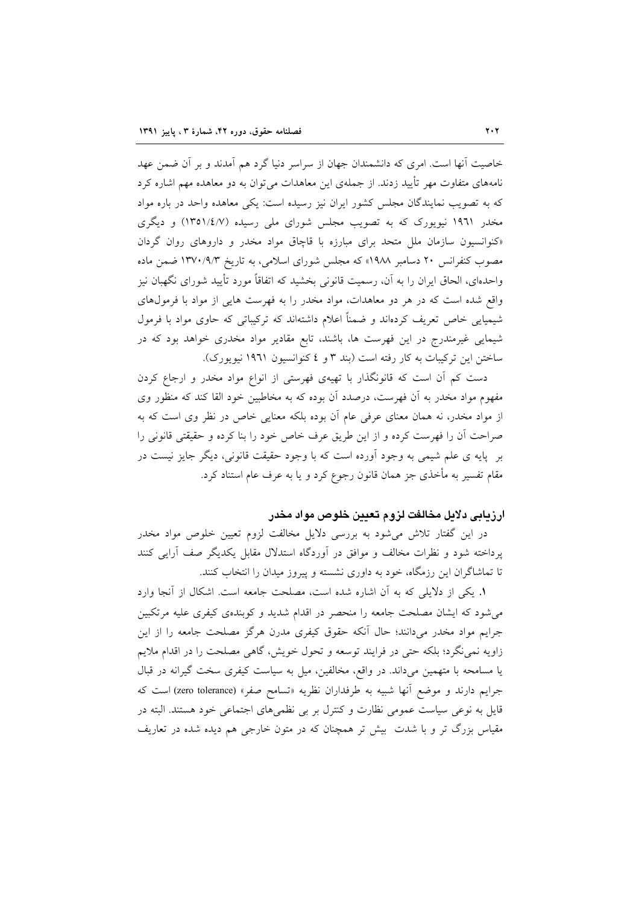خاصیت آنها است. امری که دانشمندان جهان از سراسر دنیا گرد هم آمدند و بر آن ضمن عهد نامه‌های متفاوت مهر تأیید زدند. از جمله‌ی این معاهدات می‌توان به دو معاهده مهم اشاره کرد که به تصویب نمایندگان مجلس کشور ایران نیز رسیده است: یکی معاهده واحد در باره مواد مخدر ۱۹٦۱ نیویورک که به تصویب مجلس شورای ملی رسیده (۱۳۵۱/٤/۷) و دیگری «کنوانسیون سازمان ملل متحد برای مبارزه با قاچاق مواد مخدر و داروهای روان گردان مصوب کنفرانس ۲۰ دسامبر ۱۹۸۸» که مجلس شورای اسلامی، به تاریخ ۱۳۷۰/۹/۳ ضمن ماده واحده‌ای، الحاق ایران را به آن، رسمیت قانونی بخشید که اتفاقاً مورد تأیید شورای نگهبان نیز واقع شده است که در هر دو معاهدات، مواد مخدر را به فهرست هایی از مواد با فرمول‌های شیمیایی خاص تعریف کرده‌اند و ضمناً اعلام داشته‌اند که ترکیباتی که حاوی مواد با فرمول شیمیایی غیرمندرج در این فهرست ها، باشند، تابع مقادیر مواد مخدری خواهد بود که در ساختن این ترکیبات به کار رفته است (بند ۳ و ٤ کنوانسیون ۱۹٦۱ نیویورک).

دست کم آن است که قانونگذار با تهیه‌ی فهرستی از انواع مواد مخدر و ارجاع کردن مفهوم مواد مخدر به آن فهرست، درصدد آن بوده که به مخاطبین خود القا کند که منظور وی از مواد مخدر، نه همان معنای عرفی عام آن بوده بلکه معنایی خاص در نظر وی است که به صراحت آن را فهرست کرده و از این طریق عرف خاص خود را بنا کرده و حقیقتی قانونی را بر پایه ی علم شیمی به وجود آورده است که با وجود حقیقت قانونی، دیگر جایز نیست در مقام تفسیر به مأخذی جز همان قانون رجوع کرد و یا به عرف عام استناد کرد.

## ارزیابی دلایل مخالفت لزوم تعیین خلوص مواد مخدر

در این گفتار تلاش می‌شود به بررسی دلایل مخالفت لزوم تعیین خلوص مواد مخدر پرداخته شود و نظرات مخالف و موافق در آوردگاه استدلال مقابل یکدیگر صف آرایی کنند تا تماشاگران این رزمگاه، خود به داوری نشسته و پیروز میدان را انتخاب کنند.

**۱.** یکی از دلایلی که به آن اشاره شده است، مصلحت جامعه است. اشکال از آنجا وارد می‌شود که ایشان مصلحت جامعه را منحصر در اقدام شدید و کوبنده‌ی کیفری علیه مرتکبین جرایم مواد مخدر می‌دانند؛ حال آنکه حقوق کیفری مدرن هرگز مصلحت جامعه را از این زاویه نمی‌نگرد؛ بلکه حتی در فرایند توسعه و تحول خویش، گاهی مصلحت را در اقدام ملایم یا مسامحه با متهمین می‌داند. در واقع، مخالفین، میل به سیاست کیفری سخت گیرانه در قبال جرایم دارند و موضع آنها شبیه به طرفداران نظریه «تسامح صفر» (zero tolerance) است که قایل به نوعی سیاست عمومی نظارت و کنترل بر بی نظمی‌های اجتماعی خود هستند. البته در مقیاس بزرگ تر و با شدت بیش تر همچنان که در متون خارجی هم دیده شده در تعاریف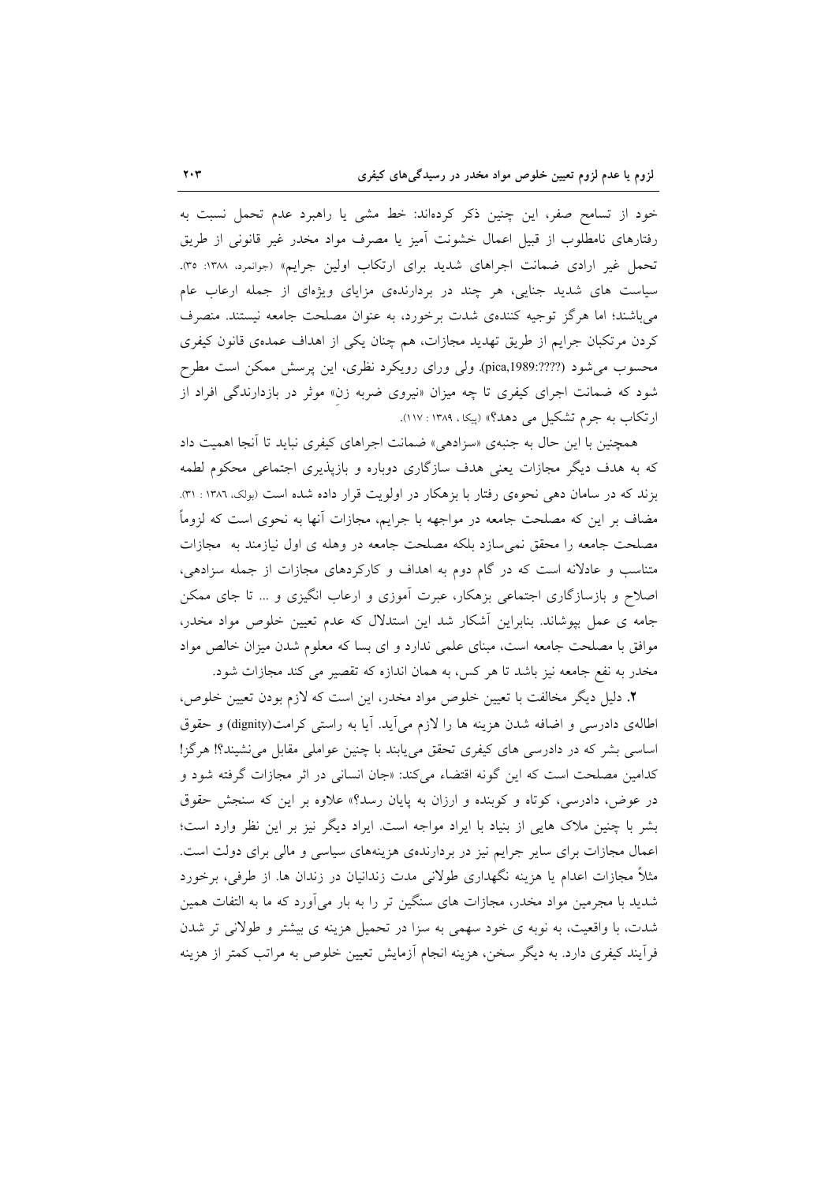خود از تسامح صفر، این چنین ذکر کرده‌اند: خط مشی یا راهبرد عدم تحمل نسبت به رفتارهای نامطلوب از قبیل اعمال خشونت آمیز یا مصرف مواد مخدر غیر قانونی از طریق تحمل غیر ارادی ضمانت اجراهای شدید برای ارتکاب اولین جرایم» (جوانمرد، ۱۳۸۸: ۳۵). سیاست های شدید جنایی، هر چند در بردارنده‌ی مزایای ویژه‌ای از جمله ارعاب عام می‌باشند؛ اما هرگز توجیه کننده‌ی شدت برخورد، به عنوان مصلحت جامعه نیستند. منصرف کردن مرتکبان جرایم از طریق تهدید مجازات، هم چنان یکی از اهداف عمده‌ی قانون کیفری محسوب می‌شود (pica,1989:????). ولی ورای رویکرد نظری، این پرسش ممکن است مطرح شود که ضمانت اجرای کیفری تا چه میزان «نیروی ضربه زنِ» موثر در بازدارندگی افراد از ارتکاب به جرم تشکیل می دهد؟» (پیکا، ۱۳۸۹ : ۱۱۷).

همچنین با این حال به جنبه‌ی «سزادهی» ضمانت اجراهای کیفری نباید تا آنجا اهمیت داد که به هدف دیگر مجازات یعنی هدف سازگاری دوباره و بازپذیری اجتماعی محکوم لطمه بزند که در سامان دهی نحوه‌ی رفتار با بزهکار در اولویت قرار داده شده است (بولک، ۱۳۸۶ : ۳۱). مضاف بر این که مصلحت جامعه در مواجهه با جرایم، مجازات آنها به نحوی است که لزوماً مصلحت جامعه را محقق نمی‌سازد بلکه مصلحت جامعه در وهله ی اول نیازمند به مجازات متناسب و عادلانه است که در گام دوم به اهداف و کارکردهای مجازات از جمله سزادهی، اصلاح و بازسازگاری اجتماعی بزهکار، عبرت آموزی و ارعاب انگیزی و ... تا جای ممکن جامه ی عمل بپوشاند. بنابراین آشکار شد این استدلال که عدم تعیین خلوص مواد مخدر، موافق با مصلحت جامعه است، مبنای علمی ندارد و ای بسا که معلوم شدن میزان خالص مواد مخدر به نفع جامعه نیز باشد تا هر کس، به همان اندازه که تقصیر می کند مجازات شود.

**۲.** دلیل دیگر مخالفت با تعیین خلوص مواد مخدر، این است که لازم بودن تعیین خلوص، اطاله‌ی دادرسی و اضافه شدن هزینه ها را لازم می‌آید. آیا به راستی کرامت(dignity) و حقوق اساسی بشر که در دادرسی های کیفری تحقق می‌یابند با چنین عواملی مقابل می‌نشینند؟! هرگز! کدامین مصلحت است که این گونه اقتضاء می‌کند: «جان انسانی در اثر مجازات گرفته شود و در عوض، دادرسی، کوتاه و کوبنده و ارزان به پایان رسد؟» علاوه بر این که سنجش حقوق بشر با چنین ملاک هایی از بنیاد با ایراد مواجه است. ایراد دیگر نیز بر این نظر وارد است؛ اعمال مجازات برای سایر جرایم نیز در بردارنده‌ی هزینه‌های سیاسی و مالی برای دولت است. مثلاً مجازات اعدام یا هزینه نگهداری طولانی مدت زندانیان در زندان ها. از طرفی، برخورد شدید با مجرمین مواد مخدر، مجازات های سنگین تر را به بار می‌آورد که ما به التفات همین شدت، با واقعیت، به نوبه ی خود سهمی به سزا در تحمیل هزینه ی بیشتر و طولانی تر شدن فرآیند کیفری دارد. به دیگر سخن، هزینه انجام آزمایش تعیین خلوص به مراتب کمتر از هزینه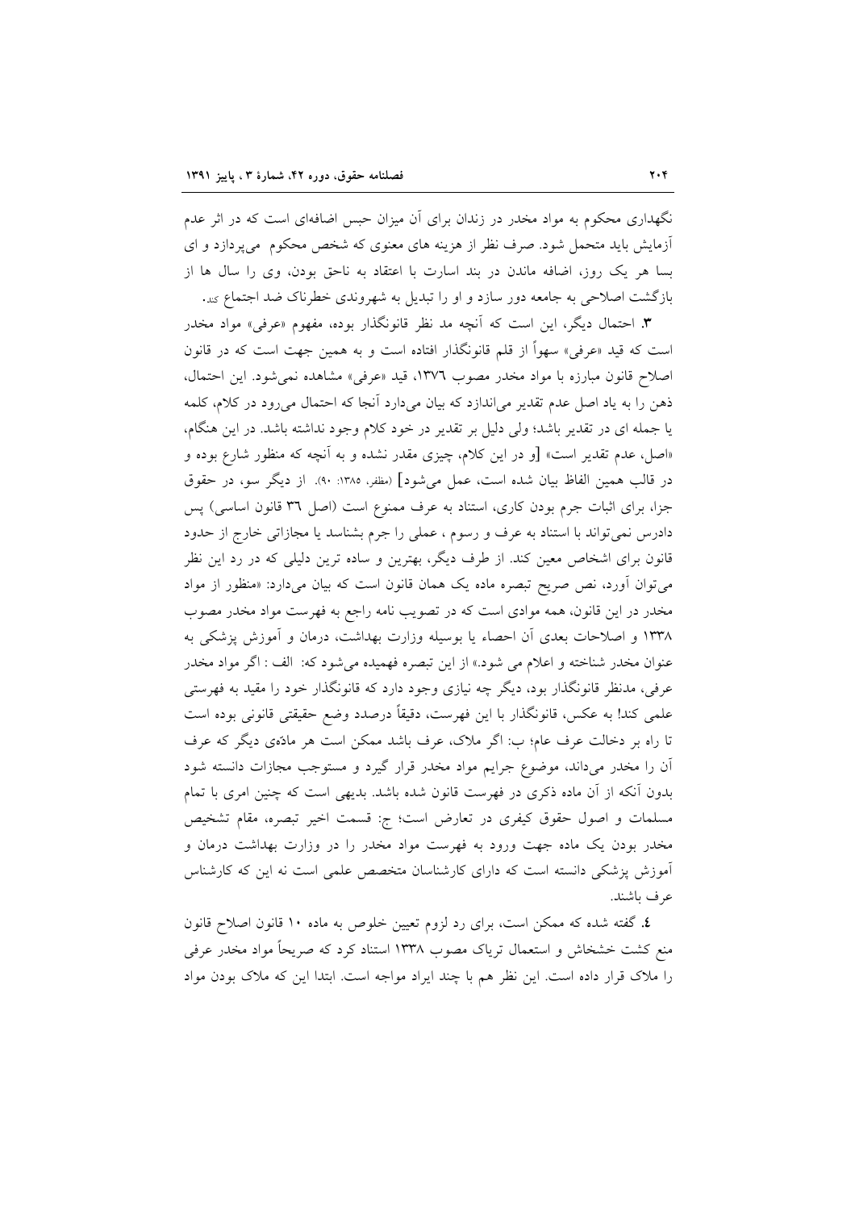نگهداری محکوم به مواد مخدر در زندان برای آن میزان حبس اضافه‌ای است که در اثر عدم آزمایش باید متحمل شود. صرف نظر از هزینه های معنوی که شخص محکوم می‌پردازد و ای بسا هر یک روز، اضافه ماندن در بند اسارت با اعتقاد به ناحق بودن، وی را سال ها از بازگشت اصلاحی به جامعه دور سازد و او را تبدیل به شهروندی خطرناک ضد اجتماع کند.

**۳.** احتمال دیگر، این است که آنچه مد نظر قانونگذار بوده، مفهوم «عرفی» مواد مخدر است که قید «عرفی» سهواً از قلم قانونگذار افتاده است و به همین جهت است که در قانون اصلاح قانون مبارزه با مواد مخدر مصوب ۱۳۷۶، قید «عرفی» مشاهده نمی‌شود. این احتمال، ذهن را به یاد اصل عدم تقدیر می‌اندازد که بیان می‌دارد آنجا که احتمال می‌رود در کلام، کلمه یا جمله ای در تقدیر باشد؛ ولی دلیل بر تقدیر در خود کلام وجود نداشته باشد. در این هنگام، «اصل، عدم تقدیر است» [و در این کلام، چیزی مقدر نشده و به آنچه که منظور شارع بوده و در قالب همین الفاظ بیان شده است، عمل می‌شود] (مظفر، ۱۳۸۵: ۹۰). از دیگر سو، در حقوق جزا، برای اثبات جرم بودن کاری، استناد به عرف ممنوع است (اصل ۳۶ قانون اساسی) پس دادرس نمی‌تواند با استناد به عرف و رسوم ، عملی را جرم بشناسد یا مجازاتی خارج از حدود قانون برای اشخاص معین کند. از طرف دیگر، بهترین و ساده ترین دلیلی که در رد این نظر می‌توان آورد، نص صریح تبصره ماده یک همان قانون است که بیان می‌دارد: «منظور از مواد مخدر در این قانون، همه موادی است که در تصویب نامه راجع به فهرست مواد مخدر مصوب ۱۳۳۸ و اصلاحات بعدی آن احصاء یا بوسیله وزارت بهداشت، درمان و آموزش پزشکی به عنوان مخدر شناخته و اعلام می شود.» از این تبصره فهمیده می‌شود که: الف : اگر مواد مخدر عرفی، مدنظر قانونگذار بود، دیگر چه نیازی وجود دارد که قانونگذار خود را مقید به فهرستی علمی کند! به عکس، قانونگذار با این فهرست، دقیقاً درصدد وضع حقیقتی قانونی بوده است تا راه بر دخالت عرف عام؛ ب: اگر ملاک، عرف باشد ممکن است هر ماده‌ی دیگر که عرف آن را مخدر می‌داند، موضوع جرایم مواد مخدر قرار گیرد و مستوجب مجازات دانسته شود بدون آنکه از آن ماده ذکری در فهرست قانون شده باشد. بدیهی است که چنین امری با تمام مسلمات و اصول حقوق کیفری در تعارض است؛ ج: قسمت اخیر تبصره، مقام تشخیص مخدر بودن یک ماده جهت ورود به فهرست مواد مخدر را در وزارت بهداشت درمان و آموزش پزشکی دانسته است که دارای کارشناسان متخصص علمی است نه این که کارشناس عرف باشند.

**٤.** گفته شده که ممکن است، برای رد لزوم تعیین خلوص به ماده ۱۰ قانون اصلاح قانون منع کشت خشخاش و استعمال تریاک مصوب ۱۳۳۸ استناد کرد که صریحاً مواد مخدر عرفی را ملاک قرار داده است. این نظر هم با چند ایراد مواجه است. ابتدا این که ملاک بودن مواد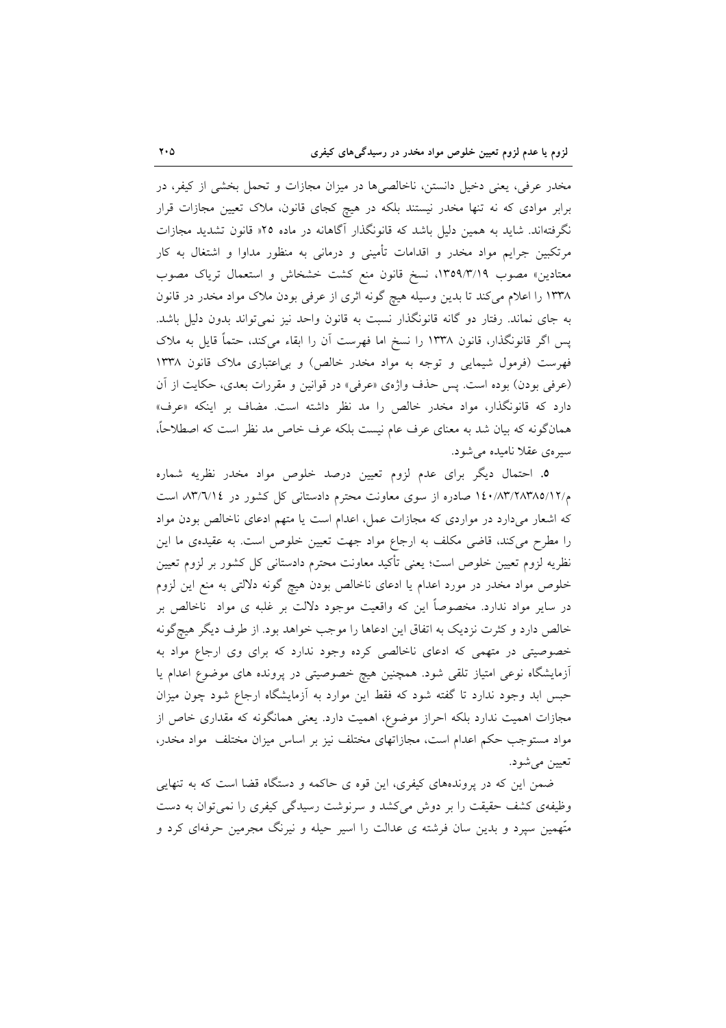مخدر عرفی، یعنی دخیل دانستن، ناخالصی‌ها در میزان مجازات و تحمل بخشی از کیفر، در برابر موادی که نه تنها مخدر نیستند بلکه در هیچ کجای قانون، ملاک تعیین مجازات قرار نگرفته‌اند. شاید به همین دلیل باشد که قانونگذار آگاهانه در ماده ۲۵« قانون تشدید مجازات مرتکبین جرایم مواد مخدر و اقدامات تأمینی و درمانی به منظور مداوا و اشتغال به کار معتادین» مصوب ۱۳۵۹/۳/۱۹، نسخ قانون منع کشت خشخاش و استعمال تریاک مصوب ۱۳۳۸ را اعلام می‌کند تا بدین وسیله هیچ گونه اثری از عرفی بودن ملاک مواد مخدر در قانون به جای نماند. رفتار دو گانه قانونگذار نسبت به قانون واحد نیز نمی‌تواند بدون دلیل باشد. پس اگر قانونگذار، قانون ۱۳۳۸ را نسخ اما فهرست آن را ابقاء می‌کند، حتماً قایل به ملاک فهرست (فرمول شیمیایی و توجه به مواد مخدر خالص) و بی‌اعتباری ملاک قانون ۱۳۳۸ (عرفی بودن) بوده است. پس حذف واژه‌ی «عرفی» در قوانین و مقررات بعدی، حکایت از آن دارد که قانونگذار، مواد مخدر خالص را مد نظر داشته است. مضاف بر اینکه «عرف» همان‌گونه که بیان شد به معنای عرف عام نیست بلکه عرف خاص مد نظر است که اصطلاحاً، سیره‌ی عقلا نامیده می‌شود.

**۵.** احتمال دیگر برای عدم لزوم تعیین درصد خلوص مواد مخدر نظریه شماره م/۱۴۰/۸۳/۲۸۳۸۵/۱۲ صادره از سوی معاونت محترم دادستانی کل کشور در ۸۳/۶/۱۴ است که اشعار می‌دارد در مواردی که مجازات عمل، اعدام است یا متهم ادعای ناخالص بودن مواد را مطرح می‌کند، قاضی مکلف به ارجاع مواد جهت تعیین خلوص است. به عقیده‌ی ما این نظریه لزوم تعیین خلوص است؛ یعنی تأکید معاونت محترم دادستانی کل کشور بر لزوم تعیین خلوص مواد مخدر در مورد اعدام یا ادعای ناخالص بودن هیچ گونه دلالتی به منع این لزوم در سایر مواد ندارد. مخصوصاً این که واقعیت موجود دلالت بر غلبه ی مواد ناخالص بر خالص دارد و کثرت نزدیک به اتفاق این ادعاها را موجب خواهد بود. از طرف دیگر هیچ‌گونه خصوصیتی در متهمی که ادعای ناخالصی کرده وجود ندارد که برای وی ارجاع مواد به آزمایشگاه نوعی امتیاز تلقی شود. همچنین هیچ خصوصیتی در پرونده های موضوع اعدام یا حبس ابد وجود ندارد تا گفته شود که فقط این موارد به آزمایشگاه ارجاع شود چون میزان مجازات اهمیت ندارد بلکه احراز موضوع، اهمیت دارد. یعنی همانگونه که مقداری خاص از مواد مستوجب حکم اعدام است، مجازاتهای مختلف نیز بر اساس میزان مختلف مواد مخدر، تعیین می‌شود.

ضمن این که در پرونده‌های کیفری، این قوه ی حاکمه و دستگاه قضا است که به تنهایی وظیفه‌ی کشف حقیقت را بر دوش می‌کشد و سرنوشت رسیدگی کیفری را نمی‌توان به دست متّهمین سپرد و بدین سان فرشته ی عدالت را اسیر حیله و نیرنگ مجرمین حرفه‌ای کرد و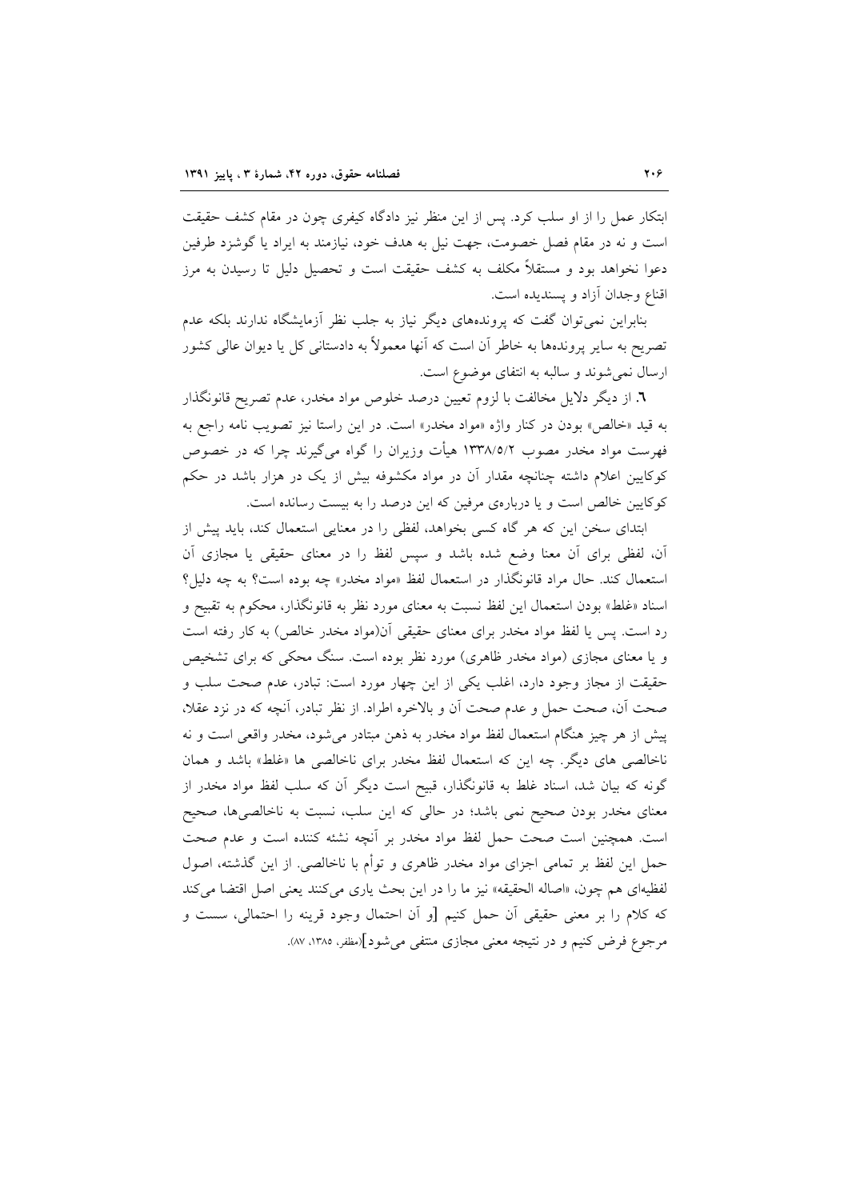ابتکار عمل را از او سلب کرد. پس از این منظر نیز دادگاه کیفری چون در مقام کشف حقیقت است و نه در مقام فصل خصومت، جهت نیل به هدف خود، نیازمند به ایراد یا گوشزد طرفین دعوا نخواهد بود و مستقلاً مکلف به کشف حقیقت است و تحصیل دلیل تا رسیدن به مرز اقناع وجدان آزاد و پسندیده است.

بنابراین نمی‌توان گفت که پرونده‌های دیگر نیاز به جلب نظر آزمایشگاه ندارند بلکه عدم تصریح به سایر پرونده‌ها به خاطر آن است که آنها معمولاً به دادستانی کل یا دیوان عالی کشور ارسال نمی‌شوند و سالبه به انتفای موضوع است.

۶. از دیگر دلایل مخالفت با لزوم تعیین درصد خلوص مواد مخدر، عدم تصریح قانونگذار به قید «خالص» بودن در کنار واژه «مواد مخدر» است. در این راستا نیز تصویب نامه راجع به فهرست مواد مخدر مصوب ۱۳۳۸/۵/۲ هیأت وزیران را گواه می‌گیرند چرا که در خصوص کوکایین اعلام داشته چنانچه مقدار آن در مواد مکشوفه بیش از یک در هزار باشد در حکم کوکایین خالص است و یا درباره‌ی مرفین که این درصد را به بیست رسانده است.

ابتدای سخن این که هر گاه کسی بخواهد، لفظی را در معنایی استعمال کند، باید پیش از آن، لفظی برای آن معنا وضع شده باشد و سپس لفظ را در معنای حقیقی یا مجازی آن استعمال کند. حال مراد قانونگذار در استعمال لفظ «مواد مخدر» چه بوده است؟ به چه دلیل؟ اسناد «غلط» بودن استعمال این لفظ نسبت به معنای مورد نظر به قانونگذار، محکوم به تقبیح و رد است. پس یا لفظ مواد مخدر برای معنای حقیقی آن(مواد مخدر خالص) به کار رفته است و یا معنای مجازی (مواد مخدر ظاهری) مورد نظر بوده است. سنگ محکی که برای تشخیص حقیقت از مجاز وجود دارد، اغلب یکی از این چهار مورد است: تبادر، عدم صحت سلب و صحت آن، صحت حمل و عدم صحت آن و بالاخره اطراد. از نظر تبادر، آنچه که در نزد عقلا، پیش از هر چیز هنگام استعمال لفظ مواد مخدر به ذهن متبادر می‌شود، مخدر واقعی است و نه ناخالصی های دیگر. چه این که استعمال لفظ مخدر برای ناخالصی ها «غلط» باشد و همان گونه که بیان شد، اسناد غلط به قانونگذار، قبیح است دیگر آن که سلب لفظ مواد مخدر از معنای مخدر بودن صحیح نمی باشد؛ در حالی که این سلب، نسبت به ناخالصی‌ها، صحیح است. همچنین است صحت حمل لفظ مواد مخدر بر آنچه نشئه کننده است و عدم صحت حمل این لفظ بر تمامی اجزای مواد مخدر ظاهری و توأم با ناخالصی. از این گذشته، اصول لفظیه‌ای هم چون، «اصاله الحقیقه» نیز ما را در این بحث یاری می‌کنند یعنی اصل اقتضا می‌کند که کلام را بر معنی حقیقی آن حمل کنیم [و آن احتمال وجود قرینه را احتمالی، سست و مرجوع فرض کنیم و در نتیجه معنی مجازی منتفی می‌شود](مظفر، ۱۳۸۵، ۸۷).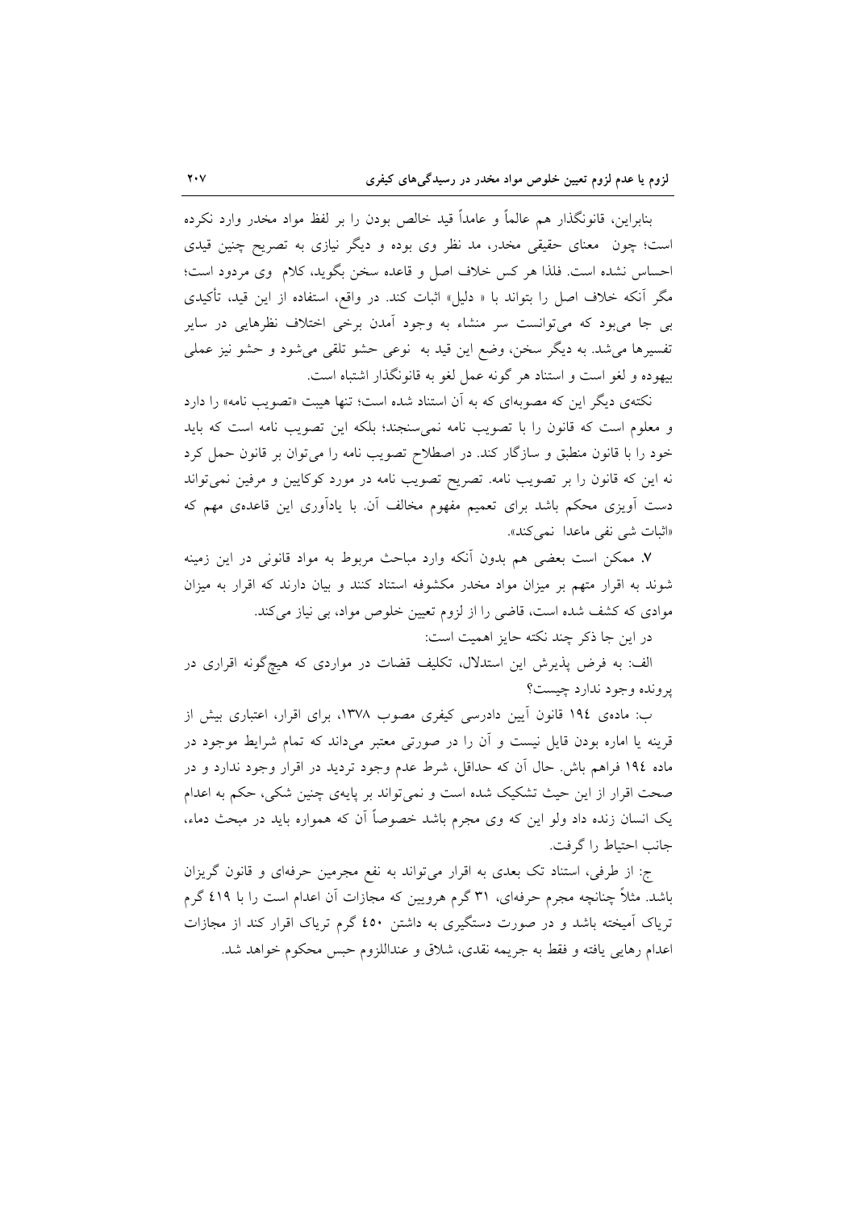بنابراین، قانونگذار هم عالماً و عامداً قید خالص بودن را بر لفظ مواد مخدر وارد نکرده است؛ چون معنای حقیقی مخدر، مد نظر وی بوده و دیگر نیازی به تصریح چنین قیدی احساس نشده است. فلذا هر کس خلاف اصل و قاعده سخن بگوید، کلام وی مردود است؛ مگر آنکه خلاف اصل را بتواند با « دلیل» اثبات کند. در واقع، استفاده از این قید، تأکیدی بی جا می‌بود که می‌توانست سر منشاء به وجود آمدن برخی اختلاف نظرهایی در سایر تفسیرها می‌شد. به دیگر سخن، وضع این قید به نوعی حشو تلقی می‌شود و حشو نیز عملی بیهوده و لغو است و استناد هر گونه عمل لغو به قانونگذار اشتباه است.

نکته‌ی دیگر این که مصوبه‌ای که به آن استناد شده است؛ تنها هیبت «تصویب نامه» را دارد و معلوم است که قانون را با تصویب نامه نمی‌سنجند؛ بلکه این تصویب نامه است که باید خود را با قانون منطبق و سازگار کند. در اصطلاح تصویب نامه را می‌توان بر قانون حمل کرد نه این که قانون را بر تصویب نامه. تصریح تصویب نامه در مورد کوکایین و مرفین نمی‌تواند دست آویزی محکم باشد برای تعمیم مفهوم مخالف آن. با یادآوری این قاعده‌ی مهم که «اثبات شی نفی ماعدا نمی‌کند».

**۷.** ممکن است بعضی هم بدون آنکه وارد مباحث مربوط به مواد قانونی در این زمینه شوند به اقرار متهم بر میزان مواد مخدر مکشوفه استناد کنند و بیان دارند که اقرار به میزان موادی که کشف شده است، قاضی را از لزوم تعیین خلوص مواد، بی نیاز می‌کند.

در این جا ذکر چند نکته حایز اهمیت است:

الف: به فرض پذیرش این استدلال، تکلیف قضات در مواردی که هیچ‌گونه اقراری در پرونده وجود ندارد چیست؟

ب: ماده‌ی ۱۹٤ قانون آیین دادرسی کیفری مصوب ۱۳۷۸، برای اقرار، اعتباری بیش از قرینه یا اماره بودن قایل نیست و آن را در صورتی معتبر می‌داند که تمام شرایط موجود در ماده ۱۹٤ فراهم باش. حال آن که حداقل، شرط عدم وجود تردید در اقرار وجود ندارد و در صحت اقرار از این حیث تشکیک شده است و نمی‌تواند بر پایه‌ی چنین شکی، حکم به اعدام یک انسان زنده داد ولو این که وی مجرم باشد خصوصاً آن که همواره باید در مبحث دماء، جانب احتیاط را گرفت.

ج: از طرفی، استناد تک بعدی به اقرار می‌تواند به نفع مجرمین حرفه‌ای و قانون گریزان باشد. مثلاً چنانچه مجرم حرفه‌ای، ۳۱ گرم هرویین که مجازات آن اعدام است را با ٤۱۹ گرم تریاک آمیخته باشد و در صورت دستگیری به داشتن ٤٥۰ گرم تریاک اقرار کند از مجازات اعدام رهایی یافته و فقط به جریمه نقدی، شلاق و عنداللزوم حبس محکوم خواهد شد.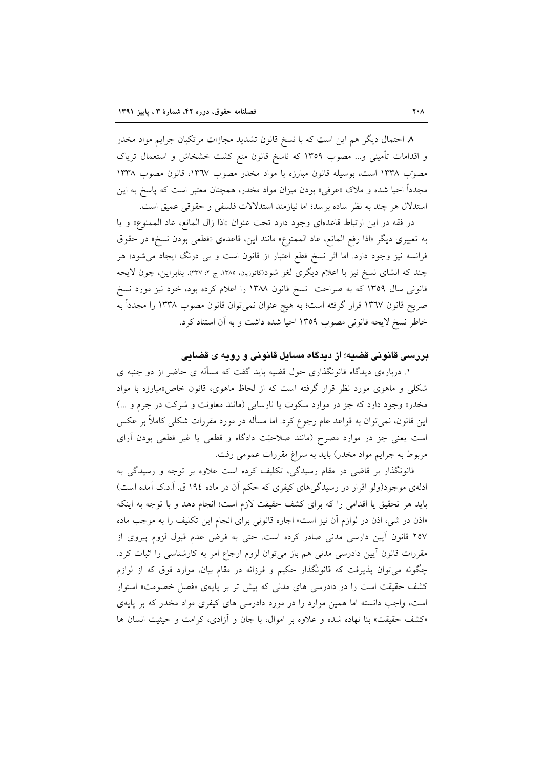۸. احتمال دیگر هم این است که با نسخ قانون تشدید مجازات مرتکبان جرایم مواد مخدر و اقدامات تأمینی و... مصوب ۱۳۵۹ که ناسخ قانون منع کشت خشخاش و استعمال تریاک مصوّب ۱۳۳۸ است، بوسیله قانون مبارزه با مواد مخدر مصوب ۱۳٦۷، قانون مصوب ۱۳۳۸ مجدداً احیا شده و ملاک «عرفی» بودن میزان مواد مخدر، همچنان معتبر است که پاسخ به این استدلال هر چند به نظر ساده برسد؛ اما نیازمند استدلالات فلسفی و حقوقی عمیق است.

در فقه در این ارتباط قاعده‌ای وجود دارد تحت عنوان «اذا زال المانع، عاد الممنوع» و یا به تعبیری دیگر «اذا رفع المانع، عاد الممنوع» مانند این، قاعده‌ی «قطعی بودن نسخ» در حقوق فرانسه نیز وجود دارد. اما اثر نسخ قطع اعتبار از قانون است و بی درنگ ایجاد می‌شود؛ هر چند که انشای نسخ نیز با اعلام دیگری لغو شود(کاتوزیان، ۱۳۸۵، ج ۲: ۳۳۷). بنابراین، چون لایحه قانونی سال ۱۳۵۹ که به صراحت نسخ قانون ۱۳۸۸ را اعلام کرده بود، خود نیز مورد نسخ صریح قانون ۱۳٦۷ قرار گرفته است؛ به هیچ عنوان نمی‌توان قانون مصوب ۱۳۳۸ را مجدداً به خاطر نسخ لایحه قانونی مصوب ۱۳۵۹ احیا شده داشت و به آن استناد کرد.

### بررسی قانونی قضیه؛ از دیدگاه مسایل قانونی و رویه ی قضایی

۱. درباره‌ی دیدگاه قانونگذاری حول قضیه باید گفت که مسأله ی حاضر از دو جنبه ی شکلی و ماهوی مورد نظر قرار گرفته است که از لحاظ ماهوی، قانون خاص«مبارزه با مواد مخدر» وجود دارد که جز در موارد سکوت یا نارسایی (مانند معاونت و شرکت در جرم و ...) این قانون، نمی‌توان به قواعد عام رجوع کرد. اما مسأله در مورد مقررات شکلی کاملاً بر عکس است یعنی جز در موارد مصرح (مانند صلاحیّت دادگاه و قطعی یا غیر قطعی بودن آرای مربوط به جرایم مواد مخدر) باید به سراغ مقررات عمومی رفت.

قانونگذار بر قاضی در مقام رسیدگی، تکلیف کرده است علاوه بر توجه و رسیدگی به ادله‌ی موجود(ولو اقرار در رسیدگی‌های کیفری که حکم آن در ماده ۱۹٤ ق. آ.د.ک آمده است) باید هر تحقیق یا اقدامی را که برای کشف حقیقت لازم است؛ انجام دهد و با توجه به اینکه «اذن در شی، اذن در لوازم آن نیز است» اجازه قانونی برای انجام این تکلیف را به موجب ماده ۲۵۷ قانون آیین دارسی مدنی صادر کرده است. حتی به فرض عدم قبول لزوم پیروی از مقررات قانون آیین دادرسی مدنی هم باز می‌توان لزوم ارجاع امر به کارشناسی را اثبات کرد. چگونه می‌توان پذیرفت که قانونگذار حکیم و فرزانه در مقام بیان، موارد فوق که از لوازم کشف حقیقت است را در دادرسی های مدنی که بیش تر بر پایه‌ی «فصل خصومت» استوار است، واجب دانسته اما همین موارد را در مورد دادرسی های کیفری مواد مخدر که بر پایه‌ی «کشف حقیقت» بنا نهاده شده و علاوه بر اموال، با جان و آزادی، کرامت و حیثیت انسان ها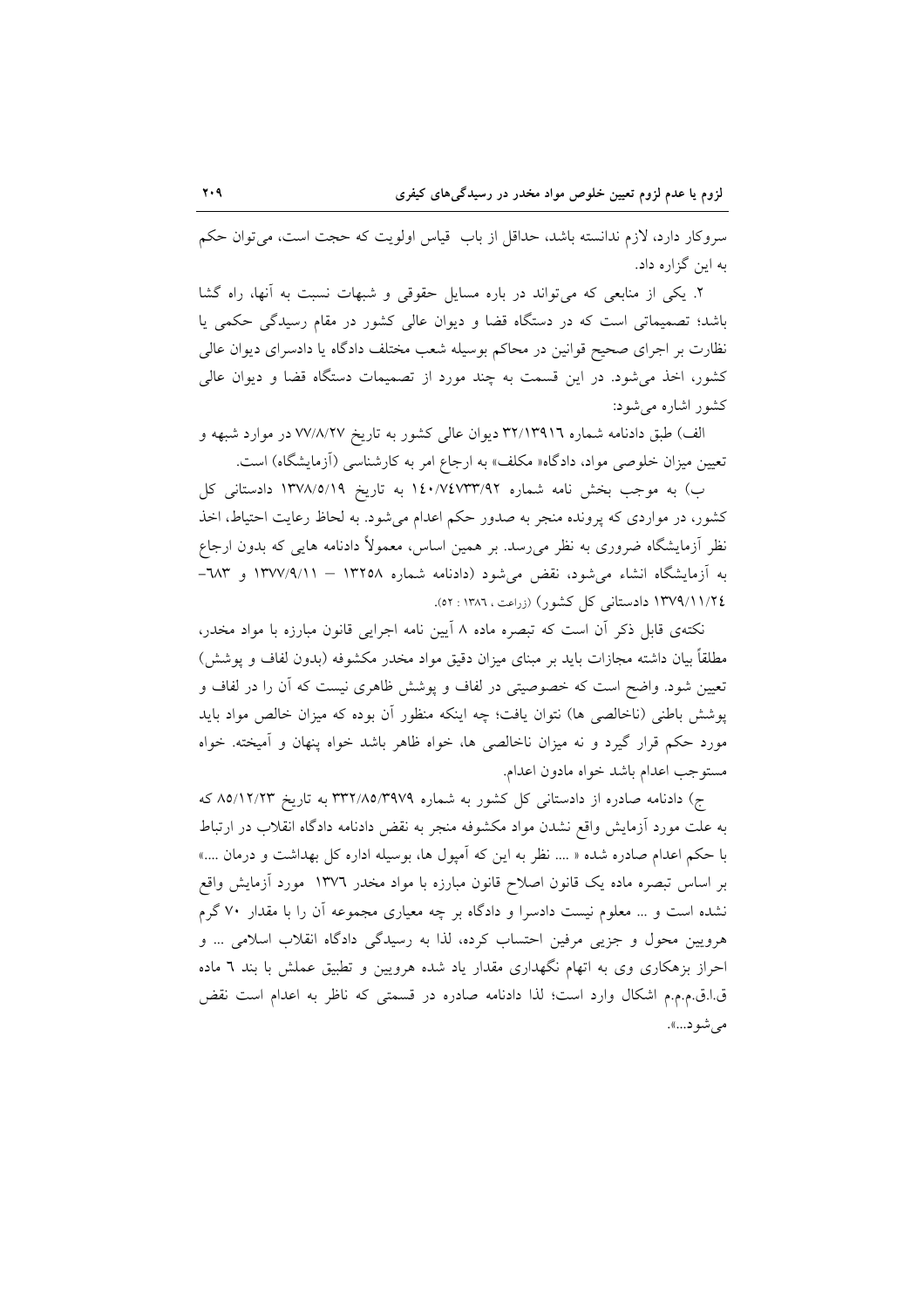سروکار دارد، لازم ندانسته باشد، حداقل از باب  قیاس اولویت که حجت است، می‌توان حکم به این گزاره داد.

۲. یکی از منابعی که می‌تواند در باره مسایل حقوقی و شبهات نسبت به آنها، راه گشا باشد؛ تصمیماتی است که در دستگاه قضا و دیوان عالی کشور در مقام رسیدگی حکمی یا نظارت بر اجرای صحیح قوانین در محاکم بوسیله شعب مختلف دادگاه یا دادسرای دیوان عالی کشور، اخذ می‌شود. در این قسمت به چند مورد از تصمیمات دستگاه قضا و دیوان عالی کشور اشاره می‌شود:

الف) طبق دادنامه شماره ۳۲/۱۳۹۱۶ دیوان عالی کشور به تاریخ ۷۷/۸/۲۷ در موارد شبهه و تعیین میزان خلوصی مواد، دادگاه« مکلف» به ارجاع امر به کارشناسی (آزمایشگاه) است.

ب) به موجب بخش نامه شماره ۱٤۰/۷٤۷۳۳/۹۲ به تاریخ ۱۳۷۸/۵/۱۹ دادستانی کل کشور، در مواردی که پرونده منجر به صدور حکم اعدام می‌شود. به لحاظ رعایت احتیاط، اخذ نظر آزمایشگاه ضروری به نظر می‌رسد. بر همین اساس، معمولاً دادنامه هایی که بدون ارجاع به آزمایشگاه انشاء می‌شود، نقض می‌شود (دادنامه شماره ۱۳۲۵۸ – ۱۳۷۷/۹/۱۱ و ٦۸۳– ۱۳۷۹/۱۱/۲٤ دادستانی کل کشور) (زراعت ، ۱۳۸٦ : ۵۲).

نکته‌ی قابل ذکر آن است که تبصره ماده ۸ آیین نامه اجرایی قانون مبارزه با مواد مخدر، مطلقاً بیان داشته مجازات باید بر مبنای میزان دقیق مواد مخدر مکشوفه (بدون لفاف و پوشش) تعیین شود. واضح است که خصوصیتی در لفاف و پوشش ظاهری نیست که آن را در لفاف و پوشش باطنی (ناخالصی ها) نتوان یافت؛ چه اینکه منظور آن بوده که میزان خالص مواد باید مورد حکم قرار گیرد و نه میزان ناخالصی ها، خواه ظاهر باشد خواه پنهان و آمیخته. خواه مستوجب اعدام باشد خواه مادون اعدام.

ج) دادنامه صادره از دادستانی کل کشور به شماره ۳۳۲/۸۵/۳۹۷۹ به تاریخ ۸۵/۱۲/۲۳ که به علت مورد آزمایش واقع نشدن مواد مکشوفه منجر به نقض دادنامه دادگاه انقلاب در ارتباط با حکم اعدام صادره شده « .... نظر به این که آمپول ها، بوسیله اداره کل بهداشت و درمان ....» بر اساس تبصره ماده یک قانون اصلاح قانون مبارزه با مواد مخدر ۱۳۷٦ مورد آزمایش واقع نشده است و ... معلوم نیست دادسرا و دادگاه بر چه معیاری مجموعه آن را با مقدار ۷۰ گرم هرویین محول و جزیی مرفین احتساب کرده، لذا به رسیدگی دادگاه انقلاب اسلامی ... و احراز بزهکاری وی به اتهام نگهداری مقدار یاد شده هرویین و تطبیق عملش با بند ٦ ماده ق.ا.ق.م.م.م اشکال وارد است؛ لذا دادنامه صادره در قسمتی که ناظر به اعدام است نقض می‌شود...».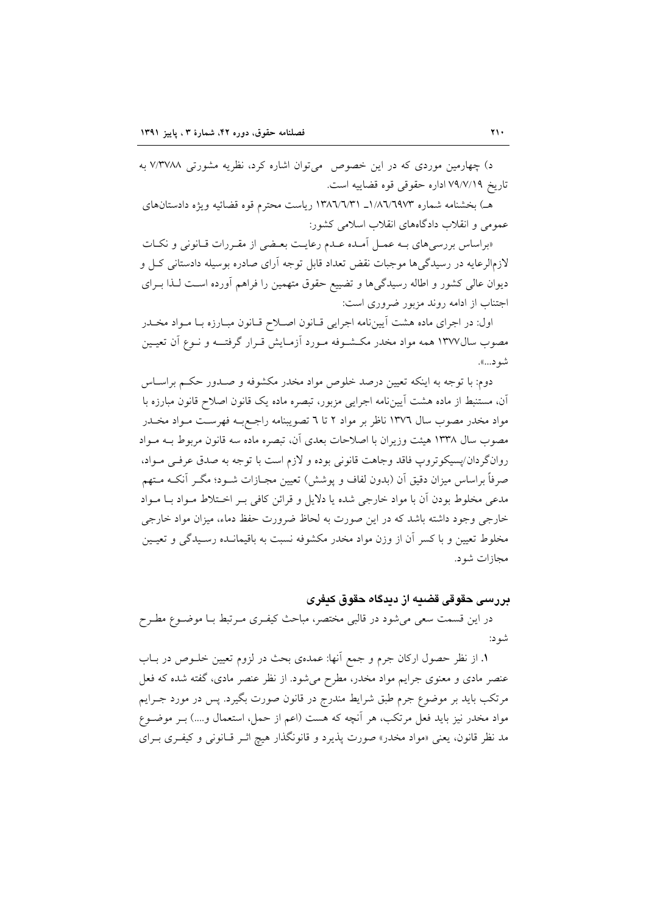د) چهارمین موردی که در این خصوص می‌توان اشاره کرد، نظریه مشورتی ۷/۳۷۸۸ به تاریخ ۷۹/۷/۱۹ اداره حقوقی قوه قضاییه است.

هـ) بخشنامه شماره ۱/۸۶/۶۹۷۳ـ ۱۳۸۶/۶/۳۱ ریاست محترم قوه قضائیه ویژه دادستان‌های عمومی و انقلاب دادگاه‌های انقلاب اسلامی کشور:

«براساس بررسی‌های بـه عمـل آمـده عـدم رعایـت بعـضی از مقـررات قـانونی و نکـات لازم‌الرعایه در رسیدگی‌ها موجبات نقض تعداد قابل توجه آرای صادره بوسیله دادستانی کـل و دیوان عالی کشور و اطاله رسیدگی‌ها و تضییع حقوق متهمین را فراهم آورده اسـت لـذا بـرای اجتناب از ادامه روند مزبور ضروری است:

اول: در اجرای ماده هشت آیین‌نامه اجرایی قـانون اصـلاح قـانون مبـارزه بـا مـواد مخـدر مصوب سال۱۳۷۷ همه مواد مخدر مکـشـوفه مـورد آزمـایش قـرار گرفتـه و نـوع آن تعیـین شود...».

دوم: با توجه به اینکه تعیین درصد خلوص مواد مخدر مکشوفه و صـدور حکـم براسـاس آن، مستنبط از ماده هشت آیین‌نامه اجرایی مزبور، تبصره ماده یک قانون اصلاح قانون مبارزه با مواد مخدر مصوب سال ۱۳۷۶ ناظر بر مواد ۲ تا ۶ تصویبنامه راجـع‌بـه فهرسـت مـواد مخـدر مصوب سال ۱۳۳۸ هیئت وزیران با اصلاحات بعدی آن، تبصره ماده سه قانون مربوط بـه مـواد روان‌گردان/پسیکوتروپ فاقد وجاهت قانونی بوده و لازم است با توجه به صدق عرفـی مـواد، صرفاً براساس میزان دقیق آن (بدون لفاف و پوشش) تعیین مجـازات شـود؛ مگـر آنکـه مـتهم مدعی مخلوط بودن آن با مواد خارجی شده یا دلایل و قرائن کافی بـر اخـتلاط مـواد بـا مـواد خارجی وجود داشته باشد که در این صورت به لحاظ ضرورت حفظ دماء، میزان مواد خارجی مخلوط تعیین و با کسر آن از وزن مواد مخدر مکشوفه نسبت به باقیمانـده رسـیدگی و تعیـین مجازات شود.

## بررسی حقوقی قضیه از دیدگاه حقوق کیفری

در این قسمت سعی می‌شود در قالبی مختصر، مباحث کیفـری مـرتبط بـا موضـوع مطـرح شود:

**۱.** از نظر حصول ارکان جرم و جمع آنها: عمده‌ی بحث در لزوم تعیین خلـوص در بـاب عنصر مادی و معنوی جرایم مواد مخدر، مطرح می‌شود. از نظر عنصر مادی، گفته شده که فعل مرتکب باید بر موضوع جرم طبق شرایط مندرج در قانون صورت بگیرد. پس در مورد جـرایم مواد مخدر نیز باید فعل مرتکب، هر آنچه که هست (اعم از حمل، استعمال و....) بـر موضـوع مد نظر قانون، یعنی «مواد مخدر» صورت پذیرد و قانونگذار هیچ اثـر قـانونی و کیفـری بـرای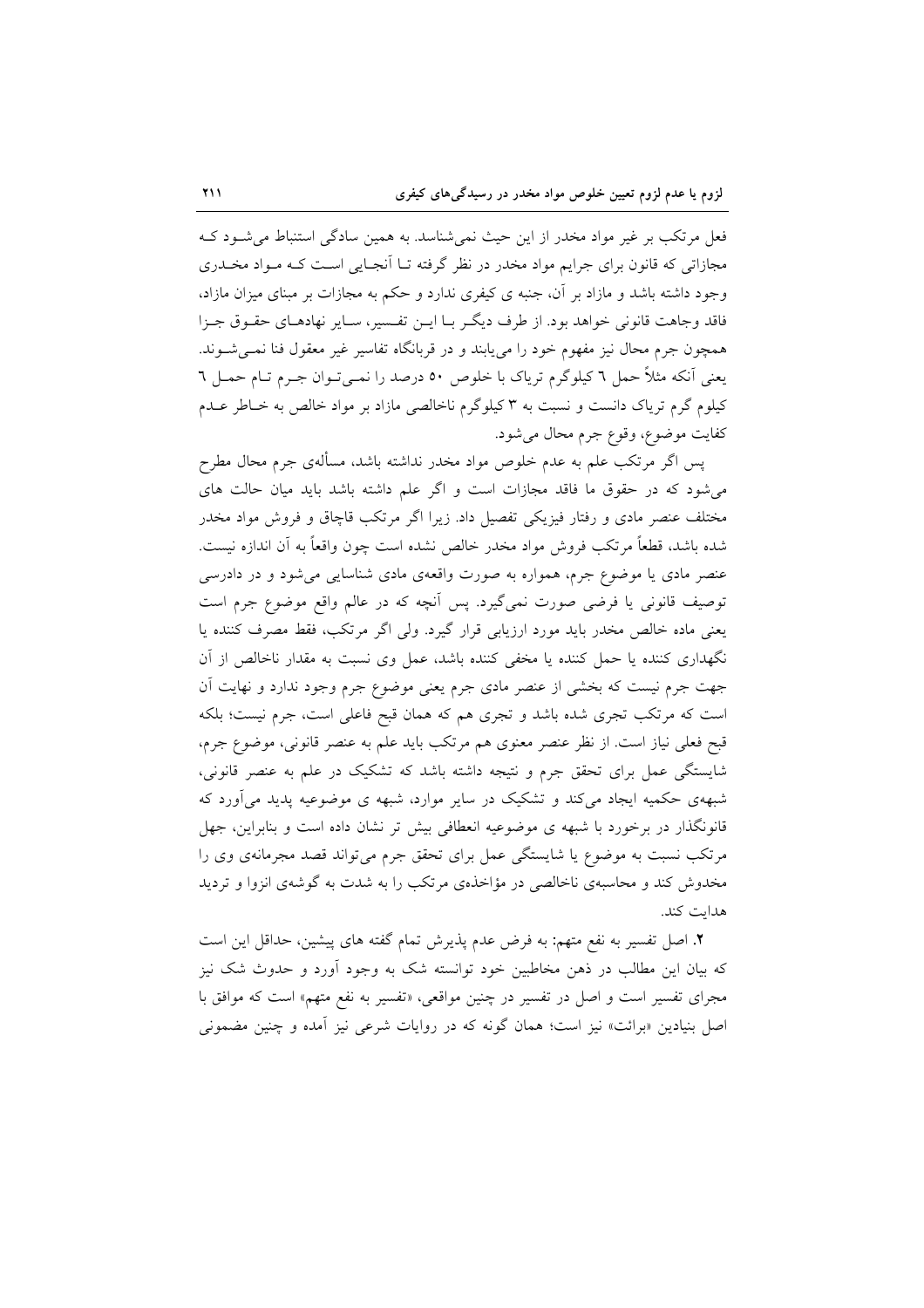فعل مرتکب بر غیر مواد مخدر از این حیث نمی‌شناسد. به همین سادگی استنباط می‌شود که مجازاتی که قانون برای جرایم مواد مخدر در نظر گرفته تا آنجایی است که مواد مخدری وجود داشته باشد و مازاد بر آن، جنبه ی کیفری ندارد و حکم به مجازات بر مبنای میزان مازاد، فاقد وجاهت قانونی خواهد بود. از طرف دیگر با این تفسیر، سایر نهادهای حقوق جزا همچون جرم محال نیز مفهوم خود را می‌یابند و در قربانگاه تفاسیر غیر معقول فنا نمی‌شوند. یعنی آنکه مثلاً حمل ٦ کیلوگرم تریاک با خلوص ٥٠ درصد را نمی‌توان جرم تام حمل ٦ کیلو گرم تریاک دانست و نسبت به ٣ کیلوگرم ناخالصی مازاد بر مواد خالص به خاطر عدم کفایت موضوع، وقوع جرم محال می‌شود.

پس اگر مرتکب علم به عدم خلوص مواد مخدر نداشته باشد، مسأله‌ی جرم محال مطرح می‌شود که در حقوق ما فاقد مجازات است و اگر علم داشته باشد باید میان حالت های مختلف عنصر مادی و رفتار فیزیکی تفصیل داد. زیرا اگر مرتکب قاچاق و فروش مواد مخدر شده باشد، قطعاً مرتکب فروش مواد مخدر خالص نشده است چون واقعاً به آن اندازه نیست. عنصر مادی یا موضوع جرم، همواره به صورت واقعه‌ی مادی شناسایی می‌شود و در دادرسی توصیف قانونی یا فرضی صورت نمی‌گیرد. پس آنچه که در عالم واقع موضوع جرم است یعنی ماده خالص مخدر باید مورد ارزیابی قرار گیرد. ولی اگر مرتکب، فقط مصرف کننده یا نگهداری کننده یا حمل کننده یا مخفی کننده باشد، عمل وی نسبت به مقدار ناخالص از آن جهت جرم نیست که بخشی از عنصر مادی جرم یعنی موضوع جرم وجود ندارد و نهایت آن است که مرتکب تجری شده باشد و تجری هم که همان قبح فاعلی است، جرم نیست؛ بلکه قبح فعلی نیاز است. از نظر عنصر معنوی هم مرتکب باید علم به عنصر قانونی، موضوع جرم، شایستگی عمل برای تحقق جرم و نتیجه داشته باشد که تشکیک در علم به عنصر قانونی، شبهه‌ی حکمیه ایجاد می‌کند و تشکیک در سایر موارد، شبهه ی موضوعیه پدید می‌آورد که قانونگذار در برخورد با شبهه ی موضوعیه انعطافی بیش تر نشان داده است و بنابراین، جهل مرتکب نسبت به موضوع یا شایستگی عمل برای تحقق جرم می‌تواند قصد مجرمانه‌ی وی را مخدوش کند و محاسبه‌ی ناخالصی در مؤاخذه‌ی مرتکب را به شدت به گوشه‌ی انزوا و تردید هدایت کند.

**٢.** اصل تفسیر به نفع متهم: به فرض عدم پذیرش تمام گفته های پیشین، حداقل این است که بیان این مطالب در ذهن مخاطبین خود توانسته شک به وجود آورد و حدوث شک نیز مجرای تفسیر است و اصل در تفسیر در چنین مواقعی، «تفسیر به نفع متهم» است که موافق با اصل بنیادین «برائت» نیز است؛ همان گونه که در روایات شرعی نیز آمده و چنین مضمونی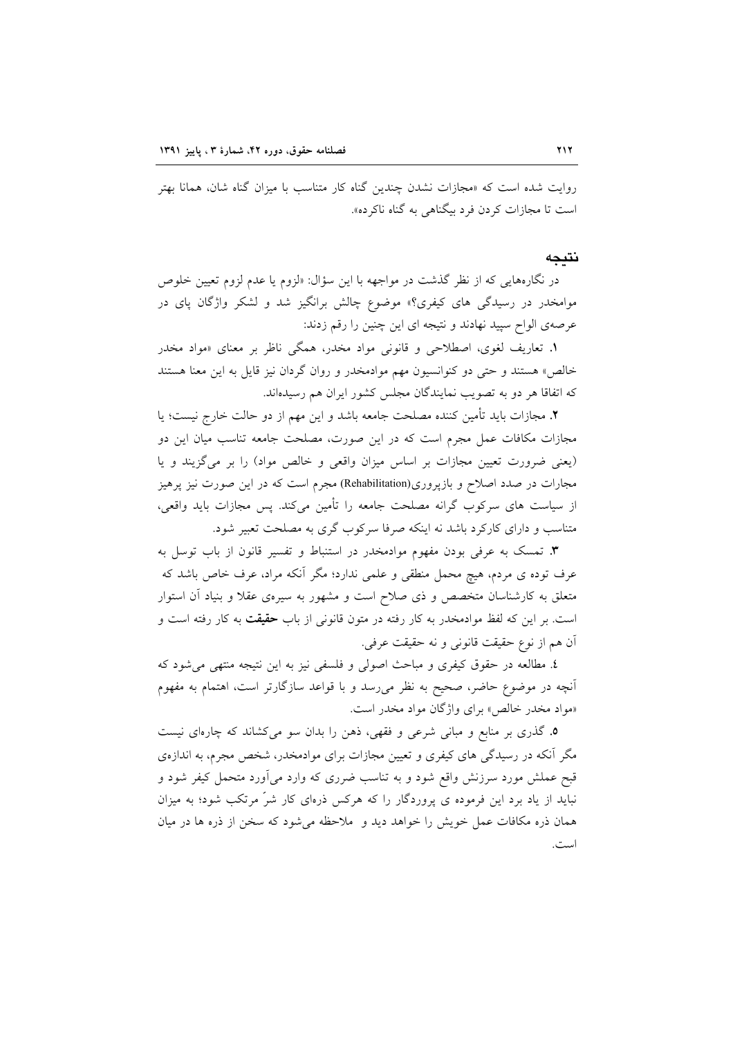روایت شده است که «مجازات نشدن چندین گناه کار متناسب با میزان گناه شان، همانا بهتر است تا مجازات کردن فرد بیگناهی به گناه ناکرده».

## نتیجه

در نگاره‌هایی که از نظر گذشت در مواجهه با این سؤال: «لزوم یا عدم لزوم تعیین خلوص موامخدر در رسیدگی های کیفری؟» موضوع چالش برانگیز شد و لشکر واژگان پای در عرصه‌ی الواح سپید نهادند و نتیجه ای این چنین را رقم زدند:

**۱.** تعاریف لغوی، اصطلاحی و قانونی مواد مخدر، همگی ناظر بر معنای «مواد مخدر خالص» هستند و حتی دو کنوانسیون مهم موادمخدر و روان گردان نیز قایل به این معنا هستند که اتفاقا هر دو به تصویب نمایندگان مجلس کشور ایران هم رسیده‌اند.

**۲.** مجازات باید تأمین کننده مصلحت جامعه باشد و این مهم از دو حالت خارج نیست؛ یا مجازات مکافات عمل مجرم است که در این صورت، مصلحت جامعه تناسب میان این دو (یعنی ضرورت تعیین مجازات بر اساس میزان واقعی و خالص مواد) را بر می‌گزیند و یا مجارات در صدد اصلاح و بازپروری(Rehabilitation) مجرم است که در این صورت نیز پرهیز از سیاست های سرکوب گرانه مصلحت جامعه را تأمین می‌کند. پس مجازات باید واقعی، متناسب و دارای کارکرد باشد نه اینکه صرفا سرکوب گری به مصلحت تعبیر شود.

**۳.** تمسک به عرفی بودن مفهوم موادمخدر در استنباط و تفسیر قانون از باب توسل به عرف توده ی مردم، هیچ محمل منطقی و علمی ندارد؛ مگر آنکه مراد، عرف خاص باشد که متعلق به کارشناسان متخصص و ذی صلاح است و مشهور به سیره‌ی عقلا و بنیاد آن استوار است. بر این که لفظ موادمخدر به کار رفته در متون قانونی از باب **حقیقت** به کار رفته است و آن هم از نوع حقیقت قانونی و نه حقیقت عرفی.

**٤.** مطالعه در حقوق کیفری و مباحث اصولی و فلسفی نیز به این نتیجه منتهی می‌شود که آنچه در موضوع حاضر، صحیح به نظر می‌رسد و با قواعد سازگارتر است، اهتمام به مفهوم «مواد مخدر خالص» برای واژگان مواد مخدر است.

**۵.** گذری بر منابع و مبانی شرعی و فقهی، ذهن را بدان سو می‌کشاند که چاره‌ای نیست مگر آنکه در رسیدگی های کیفری و تعیین مجازات برای موادمخدر، شخص مجرم، به اندازه‌ی قبح عملش مورد سرزنش واقع شود و به تناسب ضرری که وارد می‌آورد متحمل کیفر شود و نباید از یاد برد این فرموده ی پروردگار را که هرکس ذره‌ای کار شرّ مرتکب شود؛ به میزان همان ذره مکافات عمل خویش را خواهد دید و ملاحظه می‌شود که سخن از ذره ها در میان است.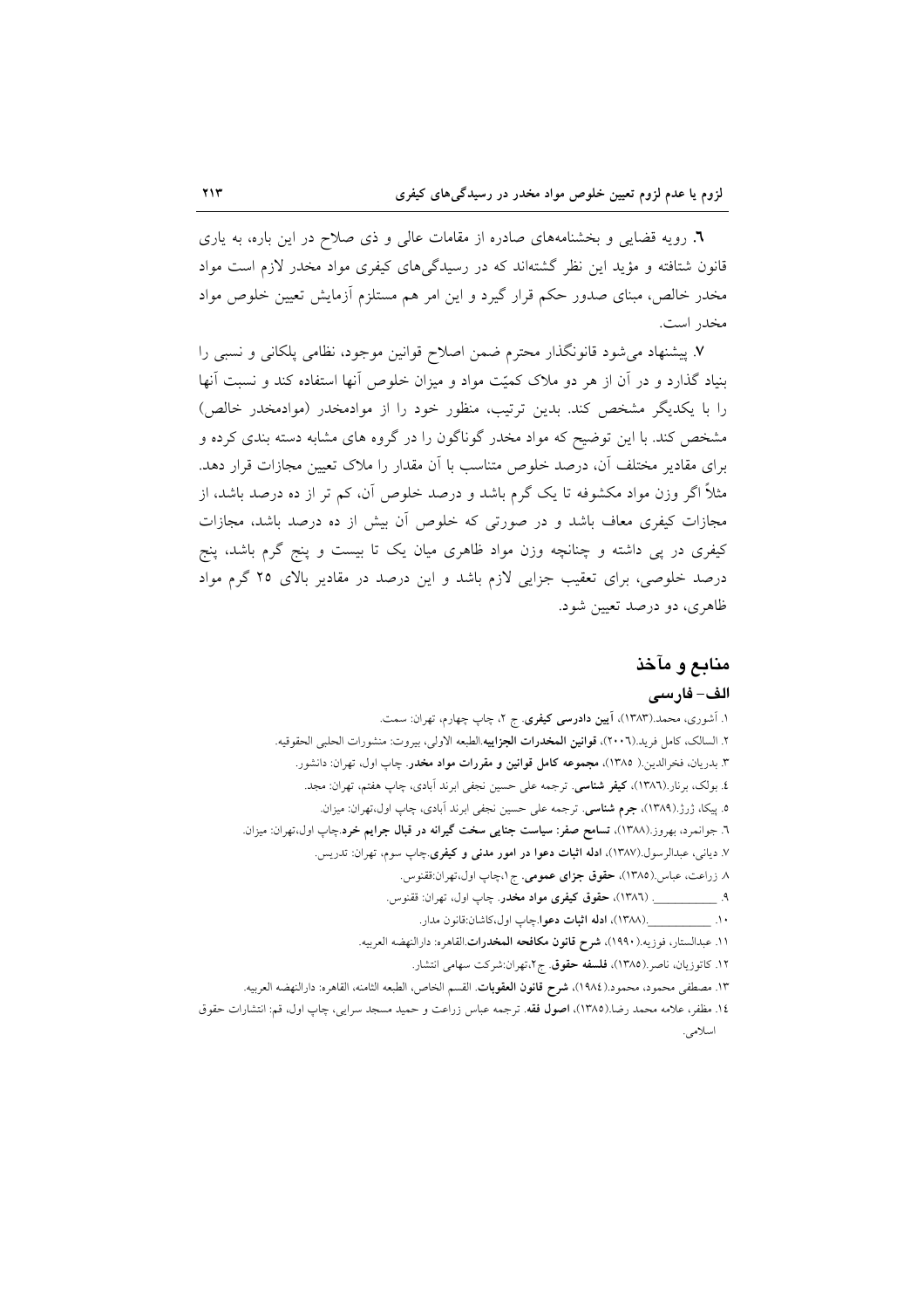۶. رویه قضایی و بخشنامه‌های صادره از مقامات عالی و ذی صلاح در این باره، به یاری قانون شتافته و مؤید این نظر گشته‌اند که در رسیدگی‌های کیفری مواد مخدر لازم است مواد مخدر خالص، مبنای صدور حکم قرار گیرد و این امر هم مستلزم آزمایش تعیین خلوص مواد مخدر است.

۷. پیشنهاد می‌شود قانونگذار محترم ضمن اصلاح قوانین موجود، نظامی پلکانی و نسبی را بنیاد گذارد و در آن از هر دو ملاک کمیّت مواد و میزان خلوص آنها استفاده کند و نسبت آنها را با یکدیگر مشخص کند. بدین ترتیب، منظور خود را از موادمخدر (موادمخدر خالص) مشخص کند. با این توضیح که مواد مخدر گوناگون را در گروه های مشابه دسته بندی کرده و برای مقادیر مختلف آن، درصد خلوص متناسب با آن مقدار را ملاک تعیین مجازات قرار دهد. مثلاً اگر وزن مواد مکشوفه تا یک گرم باشد و درصد خلوص آن، کم تر از ده درصد باشد، از مجازات کیفری معاف باشد و در صورتی که خلوص آن بیش از ده درصد باشد، مجازات کیفری در پی داشته و چنانچه وزن مواد ظاهری میان یک تا بیست و پنج گرم باشد، پنج درصد خلوصی، برای تعقیب جزایی لازم باشد و این درصد در مقادیر بالای ۲۵ گرم مواد ظاهری، دو درصد تعیین شود.

## منابع و مآخذ

### الف- فارسی

۱. آشوری، محمد.(۱۳۸۳)، **آیین دادرسی کیفری**. ج ۲، چاپ چهارم، تهران: سمت.

۲. السالک، کامل فرید.(۲۰۰۶)، **قوانین المخدرات الجزاییه**.الطبعه الاولی، بیروت: منشورات الحلبی الحقوقیه.

۳. بدریان، فخرالدین.( ۱۳۸۵)، **مجموعه کامل قوانین و مقررات مواد مخدر**. چاپ اول، تهران: دانشور.

۴. بولک، برنار.(۱۳۸۶)، **کیفر شناسی**. ترجمه علی حسین نجفی ابرند آبادی، چاپ هفتم، تهران: مجد.

۵. پیکا، ژرژ.(۱۳۸۹)، **جرم شناسی**. ترجمه علی حسین نجفی ابرند آبادی، چاپ اول،تهران: میزان.

۶. جوانمرد، بهروز.(۱۳۸۸)، **تسامح صفر: سیاست جنایی سخت گیرانه در قبال جرایم خرد**.چاپ اول،تهران: میزان.

۷. دیانی، عبدالرسول.(۱۳۸۷)، **ادله اثبات دعوا در امور مدنی و کیفری**.چاپ سوم، تهران: تدریس.

۸. زراعت، عباس.(۱۳۸۵)، **حقوق جزای عمومی**. ج ۱،چاپ اول،تهران:ققنوس.

۹. __________. (۱۳۸۶)، **حقوق کیفری مواد مخدر**. چاپ اول، تهران: ققنوس.

۱۰. __________.(۱۳۸۸)، **ادله اثبات دعوا**.چاپ اول،کاشان:قانون مدار.

۱۱. عبدالستار، فوزیه.(۱۹۹۰)، **شرح قانون مکافحه المخدرات**.القاهره: دارالنهضه العربیه.

۱۲. کاتوزیان، ناصر.(۱۳۸۵)، **فلسفه حقوق**. ج۲،تهران:شرکت سهامی انتشار.

۱۳. مصطفی محمود، محمود.(۱۹۸۴)، **شرح قانون العقوبات**. القسم الخاص، الطبعه الثامنه، القاهره: دارالنهضه العربیه.

۱۴. مظفر، علامه محمد رضا.(۱۳۸۵)، **اصول فقه**. ترجمه عباس زراعت و حمید مسجد سرایی، چاپ اول، قم: انتشارات حقوق اسلامی.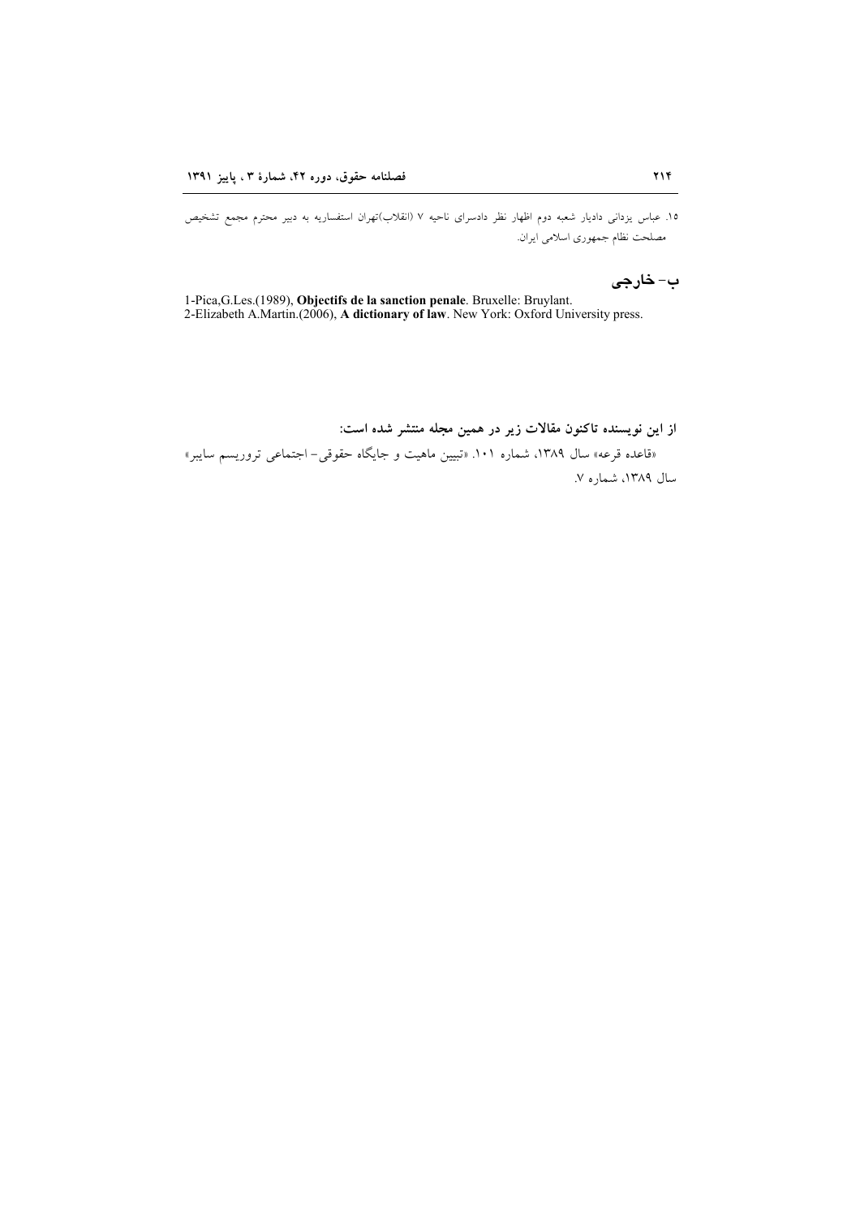۱۵. عباس یزدانی دادیار شعبه دوم اظهار نظر دادسرای ناحیه ۷ (انقلاب)تهران استفساریه به دبیر محترم مجمع تشخیص مصلحت نظام جمهوری اسلامی ایران.

## ب- خارجی

1-Pica,G.Les.(1989), **Objectifs de la sanction penale**. Bruxelle: Bruylant.
2-Elizabeth A.Martin.(2006), **A dictionary of law**. New York: Oxford University press.

**از این نویسنده تاکنون مقالات زیر در همین مجله منتشر شده است:**

«قاعده قرعه» سال ۱۳۸۹، شماره ۱۰۱. «تبیین ماهیت و جایگاه حقوقی- اجتماعی تروریسم سایبر» سال ۱۳۸۹، شماره ۷.